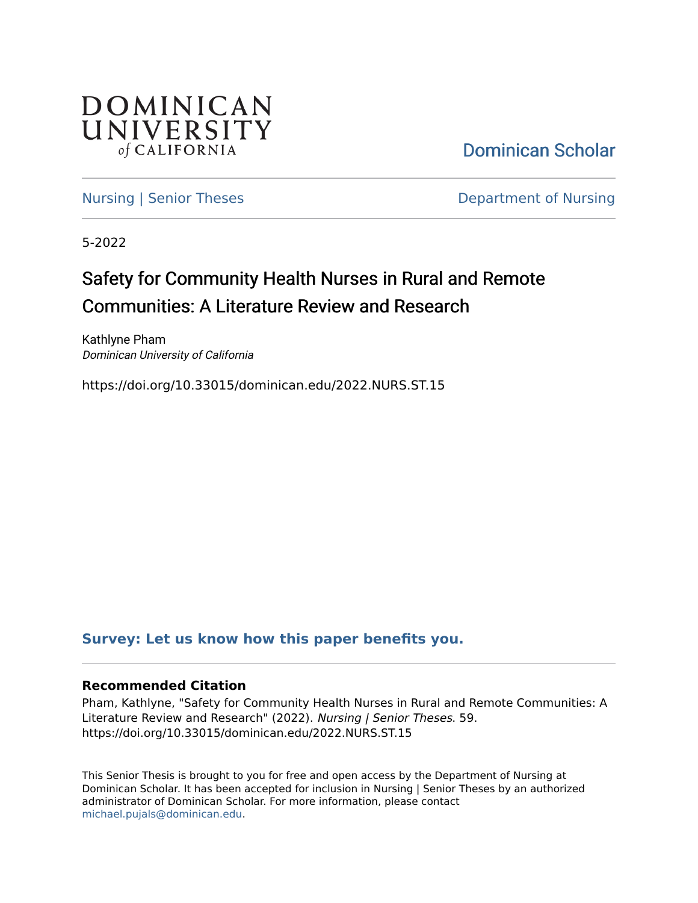DOMINICAN UNIVERSITY *of* CALIFORNIA

Dominican Scholar

Nursing | Senior Theses

Department of Nursing

5-2022

# Safety for Community Health Nurses in Rural and Remote Communities: A Literature Review and Research

Kathlyne Pham
*Dominican University of California*

https://doi.org/10.33015/dominican.edu/2022.NURS.ST.15

**Survey: Let us know how this paper benefits you.**

### Recommended Citation

Pham, Kathlyne, "Safety for Community Health Nurses in Rural and Remote Communities: A Literature Review and Research" (2022). *Nursing | Senior Theses*. 59.
https://doi.org/10.33015/dominican.edu/2022.NURS.ST.15

This Senior Thesis is brought to you for free and open access by the Department of Nursing at Dominican Scholar. It has been accepted for inclusion in Nursing | Senior Theses by an authorized administrator of Dominican Scholar. For more information, please contact michael.pujals@dominican.edu.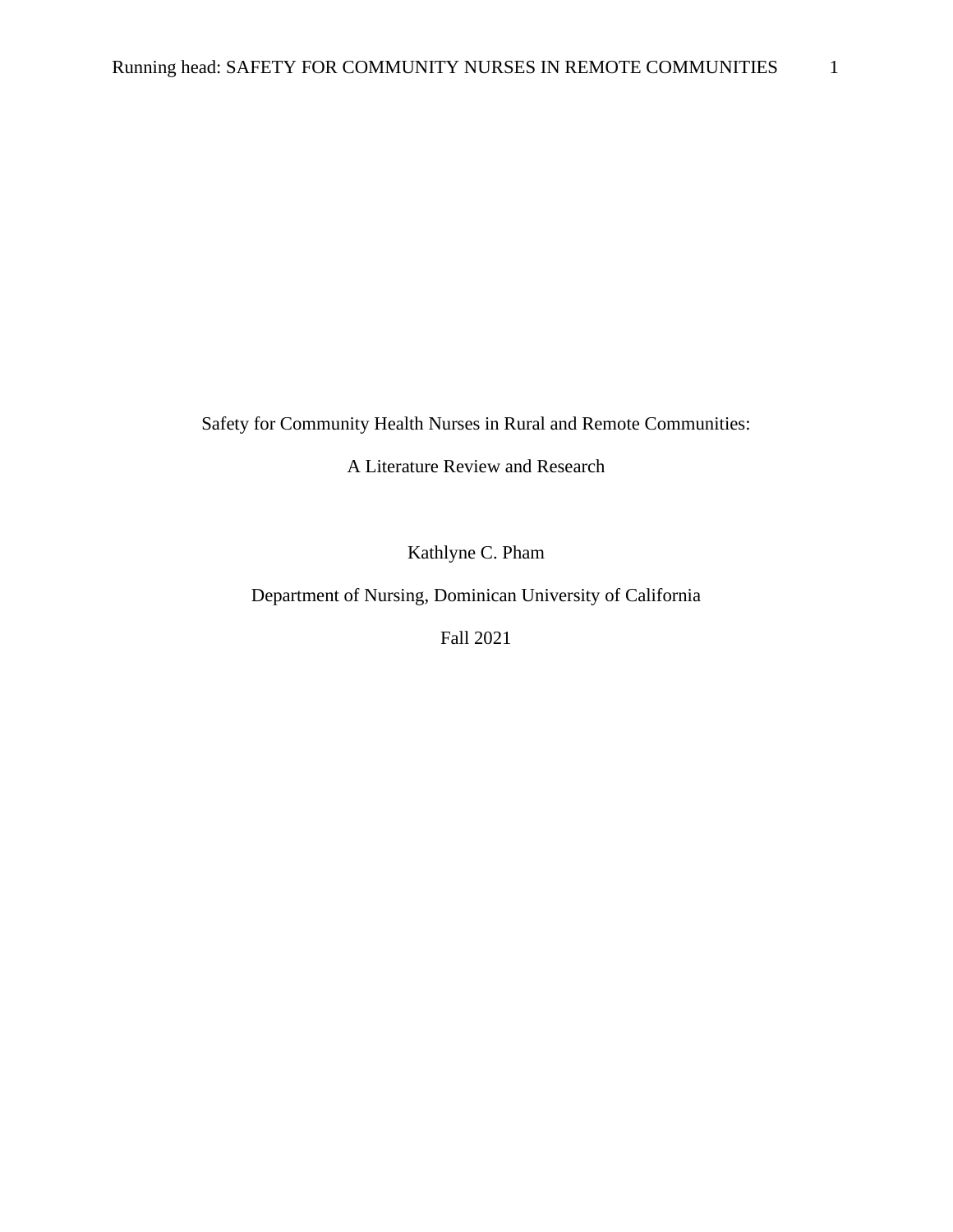Safety for Community Health Nurses in Rural and Remote Communities:

A Literature Review and Research

Kathlyne C. Pham

Department of Nursing, Dominican University of California

Fall 2021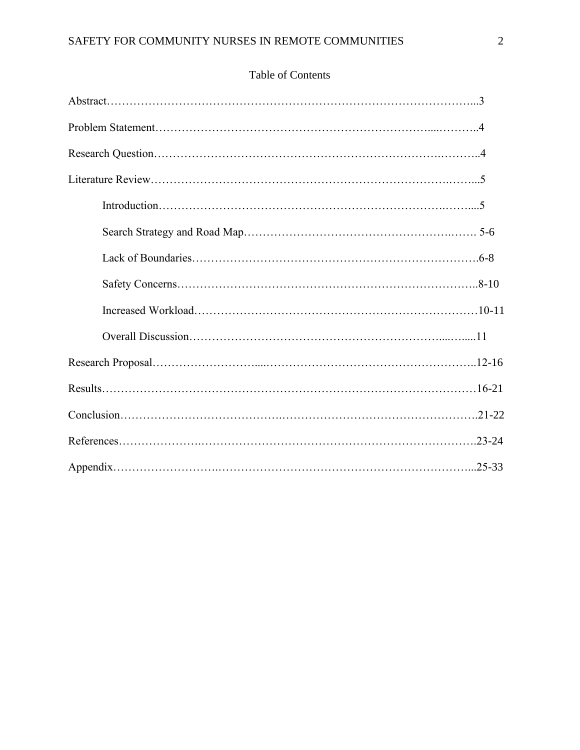# Table of Contents

Abstract……………………………………………………………………………………...3

Problem Statement…………………………………………………………………....………..4

Research Question……………………………………………………………….………..4

Literature Review………………………………………………………………….……...5

- Introduction…………………………………………………………………….……....5
- Search Strategy and Road Map……………………………………………….……. 5-6
- Lack of Boundaries………………………………………………………………….6-8
- Safety Concerns…………………………………………………………………….. 8-10
- Increased Workload…………………………………………………………………10-11
- Overall Discussion………………………………………………………....…....11

Research Proposal……………………....………………………………………………..12-16

Results………………………………………………………………………………………16-21

Conclusion…………………………………..…………………………………………….21-22

References…………………..………………………………………………………….23-24

Appendix……………………..……………………………………………………………...25-33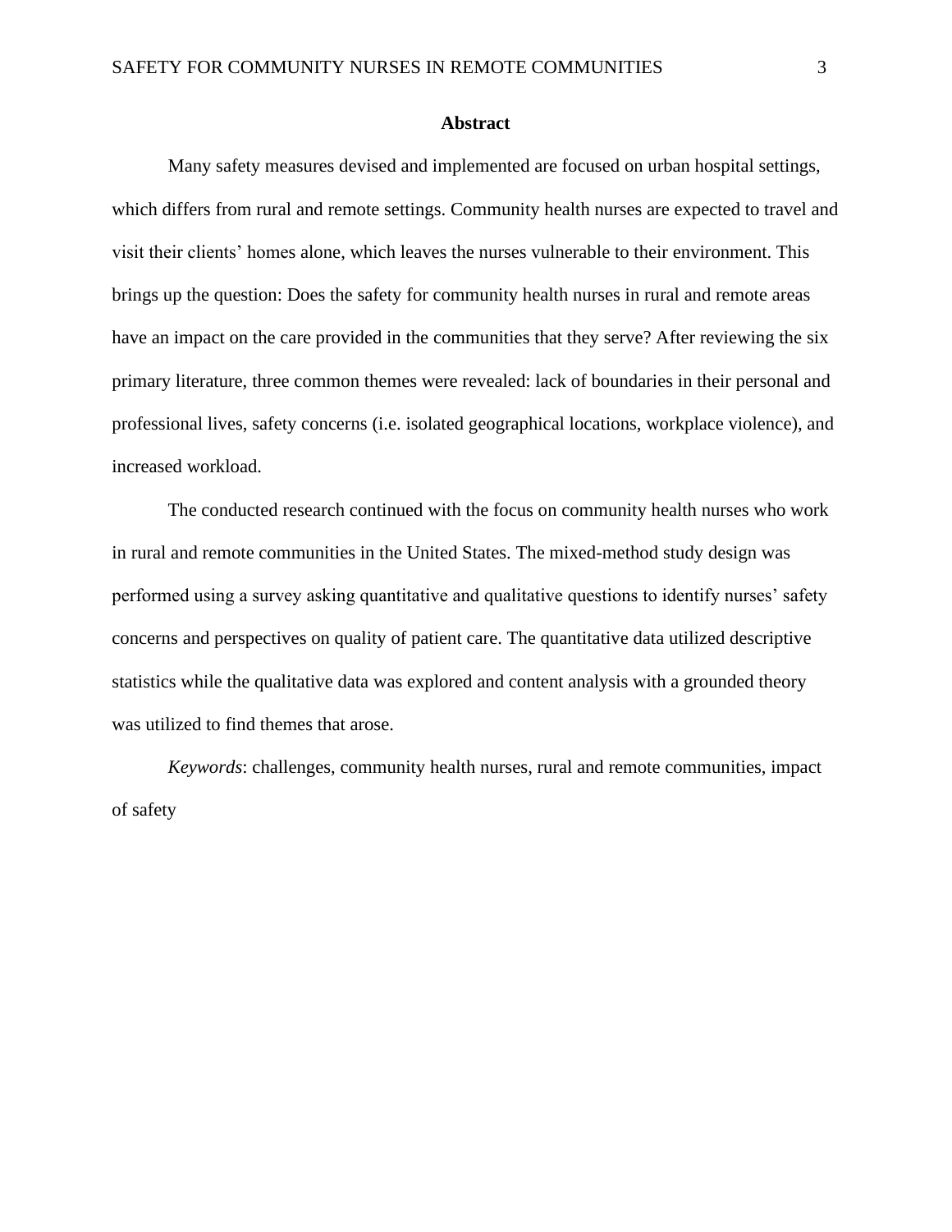# Abstract

Many safety measures devised and implemented are focused on urban hospital settings, which differs from rural and remote settings. Community health nurses are expected to travel and visit their clients' homes alone, which leaves the nurses vulnerable to their environment. This brings up the question: Does the safety for community health nurses in rural and remote areas have an impact on the care provided in the communities that they serve? After reviewing the six primary literature, three common themes were revealed: lack of boundaries in their personal and professional lives, safety concerns (i.e. isolated geographical locations, workplace violence), and increased workload.

The conducted research continued with the focus on community health nurses who work in rural and remote communities in the United States. The mixed-method study design was performed using a survey asking quantitative and qualitative questions to identify nurses' safety concerns and perspectives on quality of patient care. The quantitative data utilized descriptive statistics while the qualitative data was explored and content analysis with a grounded theory was utilized to find themes that arose.

*Keywords*: challenges, community health nurses, rural and remote communities, impact of safety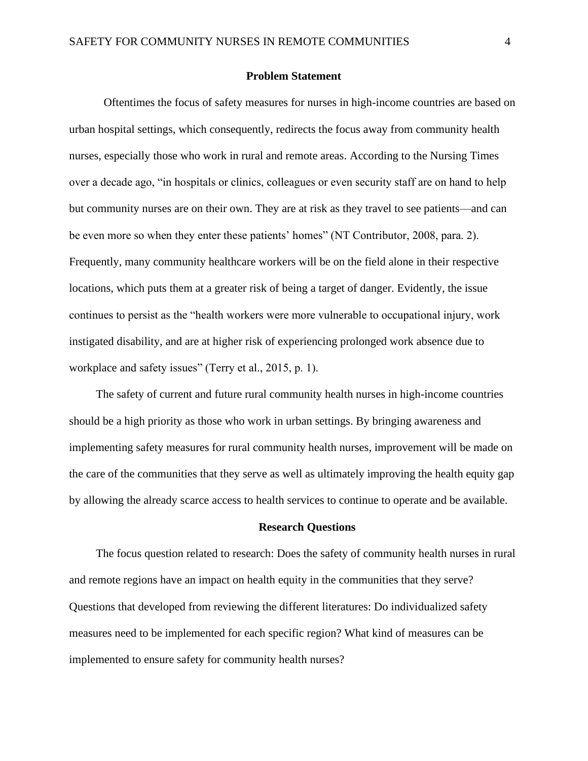## Problem Statement

Oftentimes the focus of safety measures for nurses in high-income countries are based on urban hospital settings, which consequently, redirects the focus away from community health nurses, especially those who work in rural and remote areas. According to the Nursing Times over a decade ago, "in hospitals or clinics, colleagues or even security staff are on hand to help but community nurses are on their own. They are at risk as they travel to see patients—and can be even more so when they enter these patients' homes" (NT Contributor, 2008, para. 2). Frequently, many community healthcare workers will be on the field alone in their respective locations, which puts them at a greater risk of being a target of danger. Evidently, the issue continues to persist as the "health workers were more vulnerable to occupational injury, work instigated disability, and are at higher risk of experiencing prolonged work absence due to workplace and safety issues" (Terry et al., 2015, p. 1).

The safety of current and future rural community health nurses in high-income countries should be a high priority as those who work in urban settings. By bringing awareness and implementing safety measures for rural community health nurses, improvement will be made on the care of the communities that they serve as well as ultimately improving the health equity gap by allowing the already scarce access to health services to continue to operate and be available.

## Research Questions

The focus question related to research: Does the safety of community health nurses in rural and remote regions have an impact on health equity in the communities that they serve? Questions that developed from reviewing the different literatures: Do individualized safety measures need to be implemented for each specific region? What kind of measures can be implemented to ensure safety for community health nurses?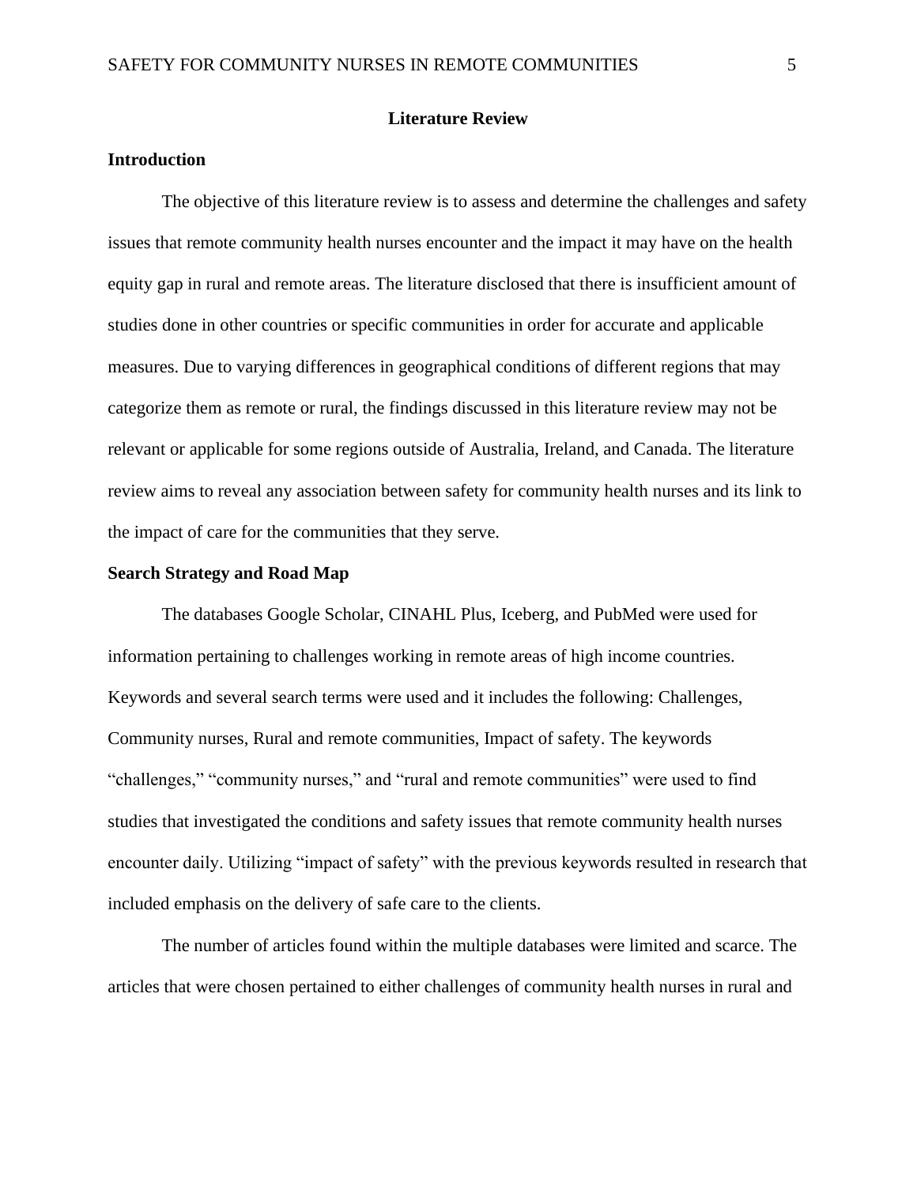# Literature Review

## Introduction

The objective of this literature review is to assess and determine the challenges and safety issues that remote community health nurses encounter and the impact it may have on the health equity gap in rural and remote areas. The literature disclosed that there is insufficient amount of studies done in other countries or specific communities in order for accurate and applicable measures. Due to varying differences in geographical conditions of different regions that may categorize them as remote or rural, the findings discussed in this literature review may not be relevant or applicable for some regions outside of Australia, Ireland, and Canada. The literature review aims to reveal any association between safety for community health nurses and its link to the impact of care for the communities that they serve.

## Search Strategy and Road Map

The databases Google Scholar, CINAHL Plus, Iceberg, and PubMed were used for information pertaining to challenges working in remote areas of high income countries. Keywords and several search terms were used and it includes the following: Challenges, Community nurses, Rural and remote communities, Impact of safety. The keywords "challenges," "community nurses," and "rural and remote communities" were used to find studies that investigated the conditions and safety issues that remote community health nurses encounter daily. Utilizing "impact of safety" with the previous keywords resulted in research that included emphasis on the delivery of safe care to the clients.

The number of articles found within the multiple databases were limited and scarce. The articles that were chosen pertained to either challenges of community health nurses in rural and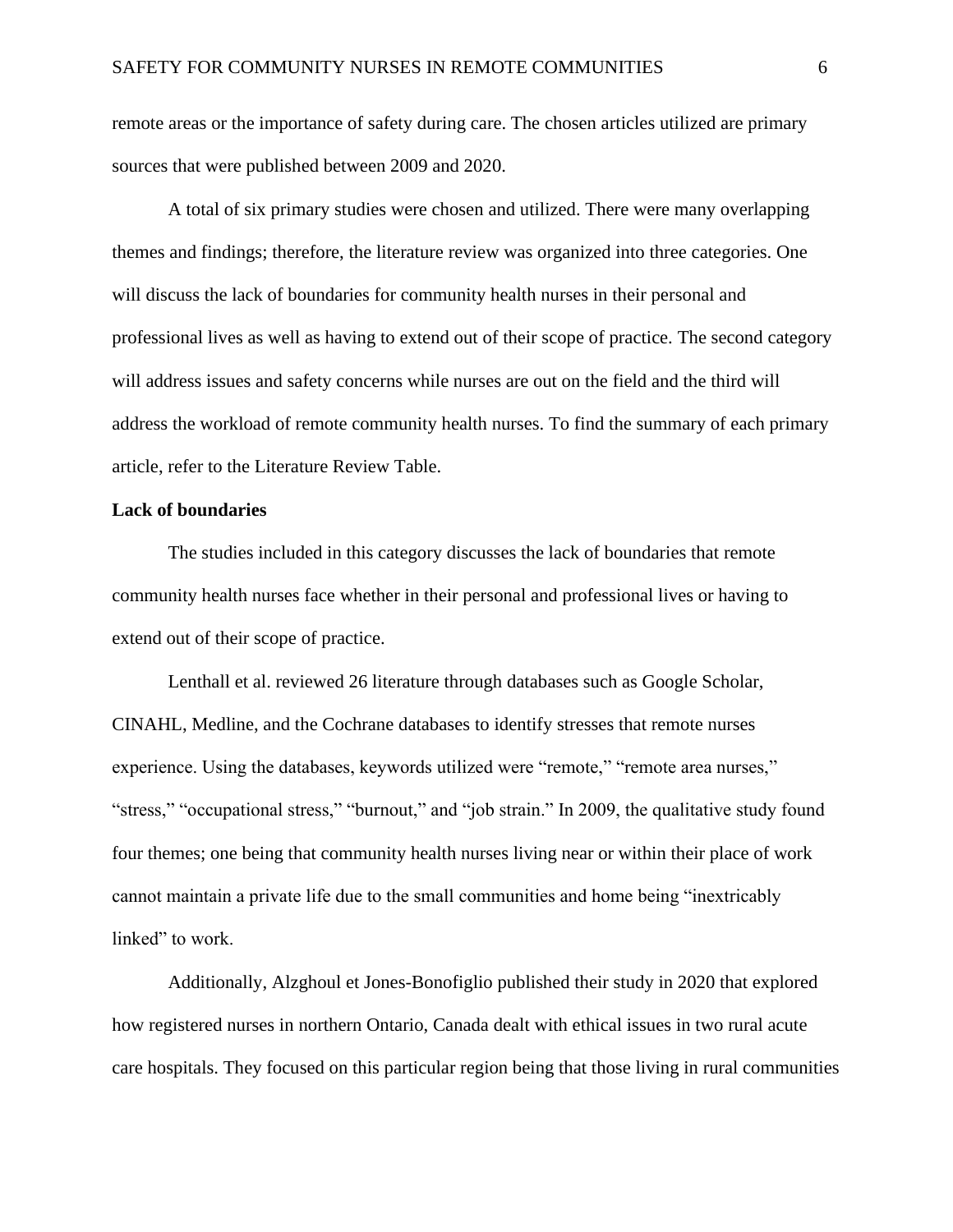remote areas or the importance of safety during care. The chosen articles utilized are primary sources that were published between 2009 and 2020.

A total of six primary studies were chosen and utilized. There were many overlapping themes and findings; therefore, the literature review was organized into three categories. One will discuss the lack of boundaries for community health nurses in their personal and professional lives as well as having to extend out of their scope of practice. The second category will address issues and safety concerns while nurses are out on the field and the third will address the workload of remote community health nurses. To find the summary of each primary article, refer to the Literature Review Table.

**Lack of boundaries**

The studies included in this category discusses the lack of boundaries that remote community health nurses face whether in their personal and professional lives or having to extend out of their scope of practice.

Lenthall et al. reviewed 26 literature through databases such as Google Scholar, CINAHL, Medline, and the Cochrane databases to identify stresses that remote nurses experience. Using the databases, keywords utilized were "remote," "remote area nurses," "stress," "occupational stress," "burnout," and "job strain." In 2009, the qualitative study found four themes; one being that community health nurses living near or within their place of work cannot maintain a private life due to the small communities and home being "inextricably linked" to work.

Additionally, Alzghoul et Jones-Bonofiglio published their study in 2020 that explored how registered nurses in northern Ontario, Canada dealt with ethical issues in two rural acute care hospitals. They focused on this particular region being that those living in rural communities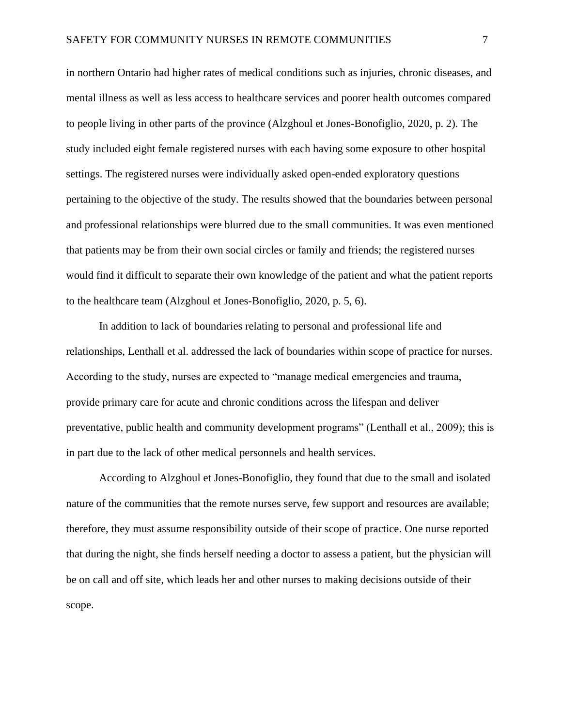in northern Ontario had higher rates of medical conditions such as injuries, chronic diseases, and mental illness as well as less access to healthcare services and poorer health outcomes compared to people living in other parts of the province (Alzghoul et Jones-Bonofiglio, 2020, p. 2). The study included eight female registered nurses with each having some exposure to other hospital settings. The registered nurses were individually asked open-ended exploratory questions pertaining to the objective of the study. The results showed that the boundaries between personal and professional relationships were blurred due to the small communities. It was even mentioned that patients may be from their own social circles or family and friends; the registered nurses would find it difficult to separate their own knowledge of the patient and what the patient reports to the healthcare team (Alzghoul et Jones-Bonofiglio, 2020, p. 5, 6).

In addition to lack of boundaries relating to personal and professional life and relationships, Lenthall et al. addressed the lack of boundaries within scope of practice for nurses. According to the study, nurses are expected to "manage medical emergencies and trauma, provide primary care for acute and chronic conditions across the lifespan and deliver preventative, public health and community development programs" (Lenthall et al., 2009); this is in part due to the lack of other medical personnels and health services.

According to Alzghoul et Jones-Bonofiglio, they found that due to the small and isolated nature of the communities that the remote nurses serve, few support and resources are available; therefore, they must assume responsibility outside of their scope of practice. One nurse reported that during the night, she finds herself needing a doctor to assess a patient, but the physician will be on call and off site, which leads her and other nurses to making decisions outside of their scope.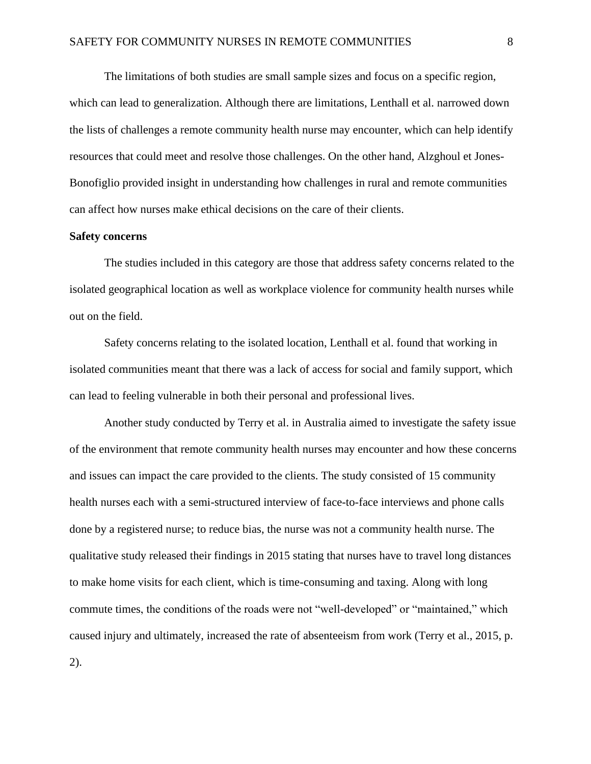The limitations of both studies are small sample sizes and focus on a specific region, which can lead to generalization. Although there are limitations, Lenthall et al. narrowed down the lists of challenges a remote community health nurse may encounter, which can help identify resources that could meet and resolve those challenges. On the other hand, Alzghoul et Jones-Bonofiglio provided insight in understanding how challenges in rural and remote communities can affect how nurses make ethical decisions on the care of their clients.

**Safety concerns**

The studies included in this category are those that address safety concerns related to the isolated geographical location as well as workplace violence for community health nurses while out on the field.

Safety concerns relating to the isolated location, Lenthall et al. found that working in isolated communities meant that there was a lack of access for social and family support, which can lead to feeling vulnerable in both their personal and professional lives.

Another study conducted by Terry et al. in Australia aimed to investigate the safety issue of the environment that remote community health nurses may encounter and how these concerns and issues can impact the care provided to the clients. The study consisted of 15 community health nurses each with a semi-structured interview of face-to-face interviews and phone calls done by a registered nurse; to reduce bias, the nurse was not a community health nurse. The qualitative study released their findings in 2015 stating that nurses have to travel long distances to make home visits for each client, which is time-consuming and taxing. Along with long commute times, the conditions of the roads were not "well-developed" or "maintained," which caused injury and ultimately, increased the rate of absenteeism from work (Terry et al., 2015, p. 2).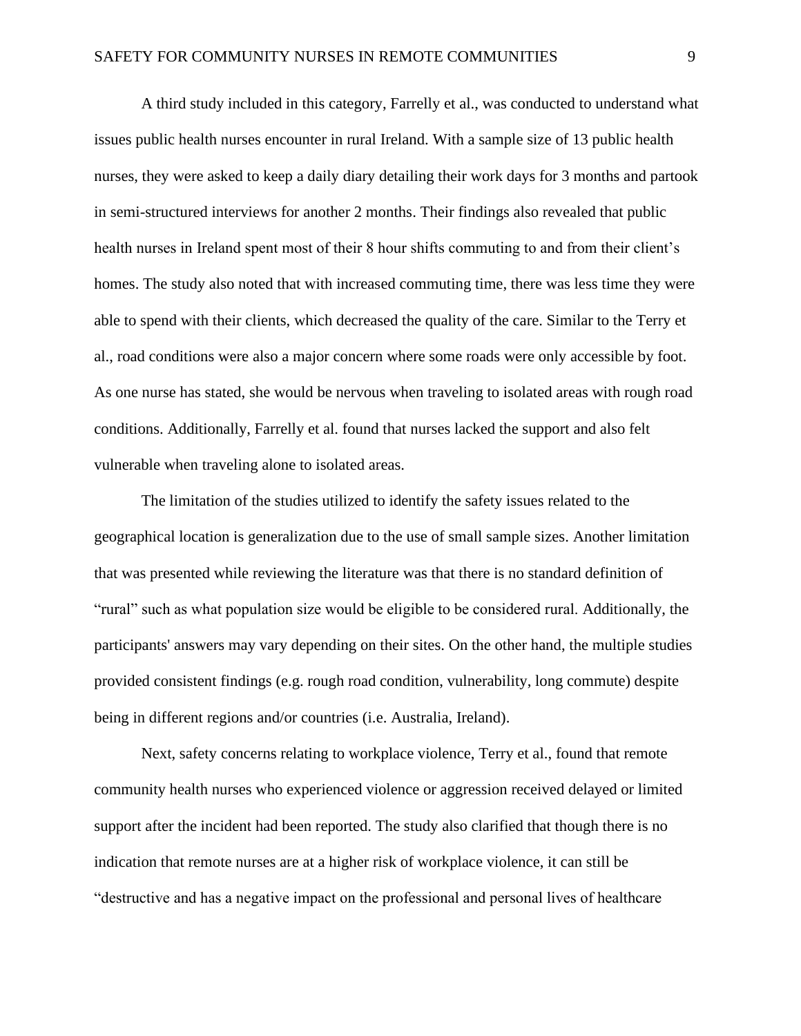A third study included in this category, Farrelly et al., was conducted to understand what issues public health nurses encounter in rural Ireland. With a sample size of 13 public health nurses, they were asked to keep a daily diary detailing their work days for 3 months and partook in semi-structured interviews for another 2 months. Their findings also revealed that public health nurses in Ireland spent most of their 8 hour shifts commuting to and from their client's homes. The study also noted that with increased commuting time, there was less time they were able to spend with their clients, which decreased the quality of the care. Similar to the Terry et al., road conditions were also a major concern where some roads were only accessible by foot. As one nurse has stated, she would be nervous when traveling to isolated areas with rough road conditions. Additionally, Farrelly et al. found that nurses lacked the support and also felt vulnerable when traveling alone to isolated areas.

The limitation of the studies utilized to identify the safety issues related to the geographical location is generalization due to the use of small sample sizes. Another limitation that was presented while reviewing the literature was that there is no standard definition of "rural" such as what population size would be eligible to be considered rural. Additionally, the participants' answers may vary depending on their sites. On the other hand, the multiple studies provided consistent findings (e.g. rough road condition, vulnerability, long commute) despite being in different regions and/or countries (i.e. Australia, Ireland).

Next, safety concerns relating to workplace violence, Terry et al., found that remote community health nurses who experienced violence or aggression received delayed or limited support after the incident had been reported. The study also clarified that though there is no indication that remote nurses are at a higher risk of workplace violence, it can still be "destructive and has a negative impact on the professional and personal lives of healthcare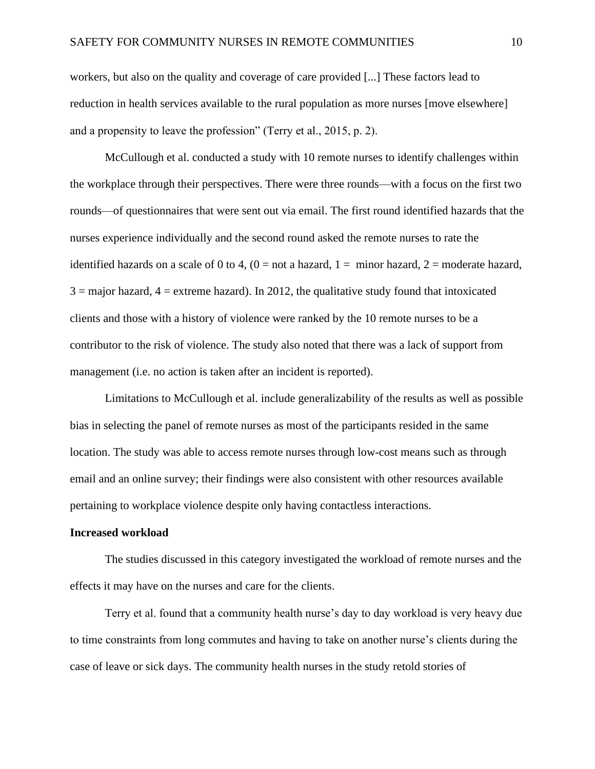workers, but also on the quality and coverage of care provided [...] These factors lead to reduction in health services available to the rural population as more nurses [move elsewhere] and a propensity to leave the profession" (Terry et al., 2015, p. 2).

McCullough et al. conducted a study with 10 remote nurses to identify challenges within the workplace through their perspectives. There were three rounds—with a focus on the first two rounds—of questionnaires that were sent out via email. The first round identified hazards that the nurses experience individually and the second round asked the remote nurses to rate the identified hazards on a scale of 0 to 4, (0 = not a hazard, 1 = minor hazard, 2 = moderate hazard, 3 = major hazard, 4 = extreme hazard). In 2012, the qualitative study found that intoxicated clients and those with a history of violence were ranked by the 10 remote nurses to be a contributor to the risk of violence. The study also noted that there was a lack of support from management (i.e. no action is taken after an incident is reported).

Limitations to McCullough et al. include generalizability of the results as well as possible bias in selecting the panel of remote nurses as most of the participants resided in the same location. The study was able to access remote nurses through low-cost means such as through email and an online survey; their findings were also consistent with other resources available pertaining to workplace violence despite only having contactless interactions.

**Increased workload**

The studies discussed in this category investigated the workload of remote nurses and the effects it may have on the nurses and care for the clients.

Terry et al. found that a community health nurse's day to day workload is very heavy due to time constraints from long commutes and having to take on another nurse's clients during the case of leave or sick days. The community health nurses in the study retold stories of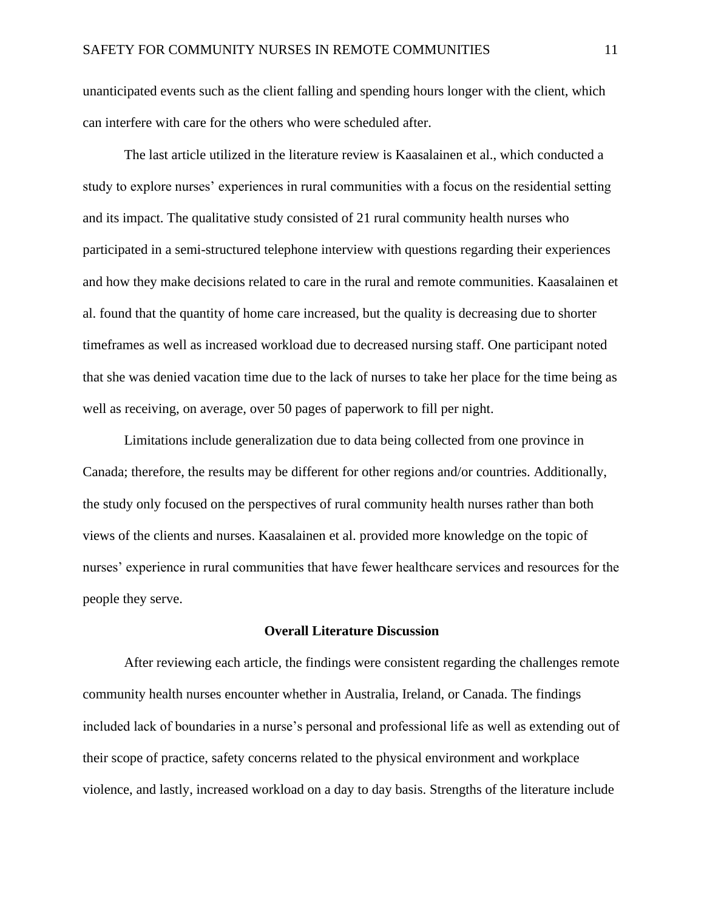unanticipated events such as the client falling and spending hours longer with the client, which can interfere with care for the others who were scheduled after.

The last article utilized in the literature review is Kaasalainen et al., which conducted a study to explore nurses' experiences in rural communities with a focus on the residential setting and its impact. The qualitative study consisted of 21 rural community health nurses who participated in a semi-structured telephone interview with questions regarding their experiences and how they make decisions related to care in the rural and remote communities. Kaasalainen et al. found that the quantity of home care increased, but the quality is decreasing due to shorter timeframes as well as increased workload due to decreased nursing staff. One participant noted that she was denied vacation time due to the lack of nurses to take her place for the time being as well as receiving, on average, over 50 pages of paperwork to fill per night.

Limitations include generalization due to data being collected from one province in Canada; therefore, the results may be different for other regions and/or countries. Additionally, the study only focused on the perspectives of rural community health nurses rather than both views of the clients and nurses. Kaasalainen et al. provided more knowledge on the topic of nurses' experience in rural communities that have fewer healthcare services and resources for the people they serve.

## Overall Literature Discussion

After reviewing each article, the findings were consistent regarding the challenges remote community health nurses encounter whether in Australia, Ireland, or Canada. The findings included lack of boundaries in a nurse's personal and professional life as well as extending out of their scope of practice, safety concerns related to the physical environment and workplace violence, and lastly, increased workload on a day to day basis. Strengths of the literature include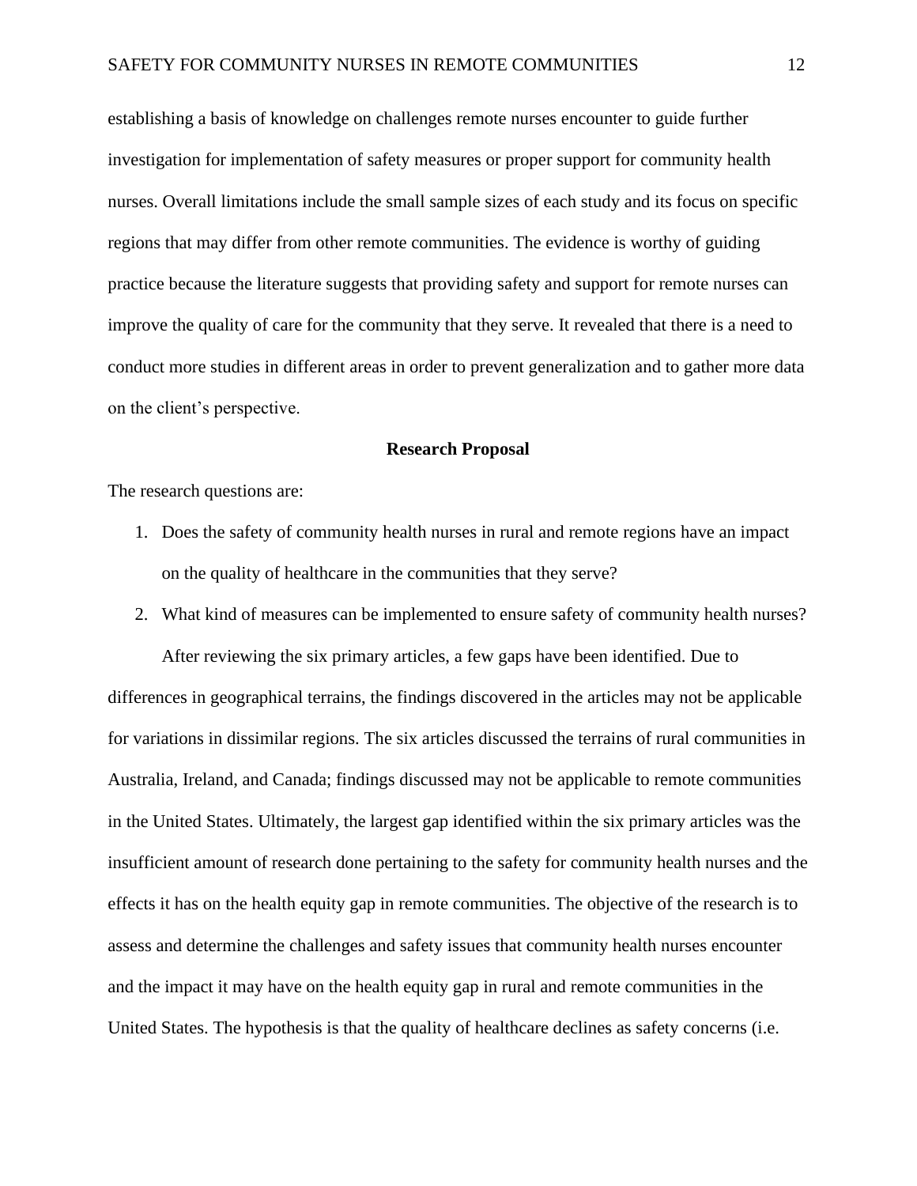establishing a basis of knowledge on challenges remote nurses encounter to guide further investigation for implementation of safety measures or proper support for community health nurses. Overall limitations include the small sample sizes of each study and its focus on specific regions that may differ from other remote communities. The evidence is worthy of guiding practice because the literature suggests that providing safety and support for remote nurses can improve the quality of care for the community that they serve. It revealed that there is a need to conduct more studies in different areas in order to prevent generalization and to gather more data on the client's perspective.

## Research Proposal

The research questions are:

1. Does the safety of community health nurses in rural and remote regions have an impact on the quality of healthcare in the communities that they serve?
2. What kind of measures can be implemented to ensure safety of community health nurses?

After reviewing the six primary articles, a few gaps have been identified. Due to differences in geographical terrains, the findings discovered in the articles may not be applicable for variations in dissimilar regions. The six articles discussed the terrains of rural communities in Australia, Ireland, and Canada; findings discussed may not be applicable to remote communities in the United States. Ultimately, the largest gap identified within the six primary articles was the insufficient amount of research done pertaining to the safety for community health nurses and the effects it has on the health equity gap in remote communities. The objective of the research is to assess and determine the challenges and safety issues that community health nurses encounter and the impact it may have on the health equity gap in rural and remote communities in the United States. The hypothesis is that the quality of healthcare declines as safety concerns (i.e.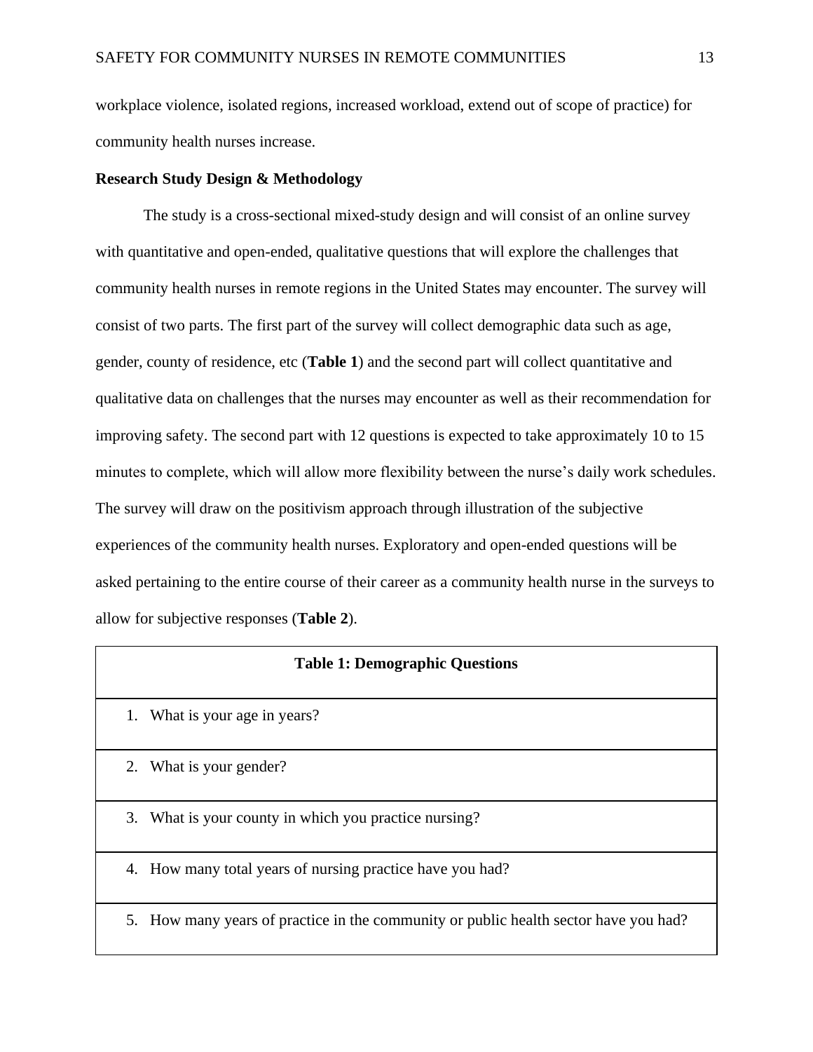workplace violence, isolated regions, increased workload, extend out of scope of practice) for community health nurses increase.

**Research Study Design & Methodology**

The study is a cross-sectional mixed-study design and will consist of an online survey with quantitative and open-ended, qualitative questions that will explore the challenges that community health nurses in remote regions in the United States may encounter. The survey will consist of two parts. The first part of the survey will collect demographic data such as age, gender, county of residence, etc (**Table 1**) and the second part will collect quantitative and qualitative data on challenges that the nurses may encounter as well as their recommendation for improving safety. The second part with 12 questions is expected to take approximately 10 to 15 minutes to complete, which will allow more flexibility between the nurse's daily work schedules. The survey will draw on the positivism approach through illustration of the subjective experiences of the community health nurses. Exploratory and open-ended questions will be asked pertaining to the entire course of their career as a community health nurse in the surveys to allow for subjective responses (**Table 2**).

| **Table 1: Demographic Questions** |
| --- |
| 1. What is your age in years? |
| 2. What is your gender? |
| 3. What is your county in which you practice nursing? |
| 4. How many total years of nursing practice have you had? |
| 5. How many years of practice in the community or public health sector have you had? |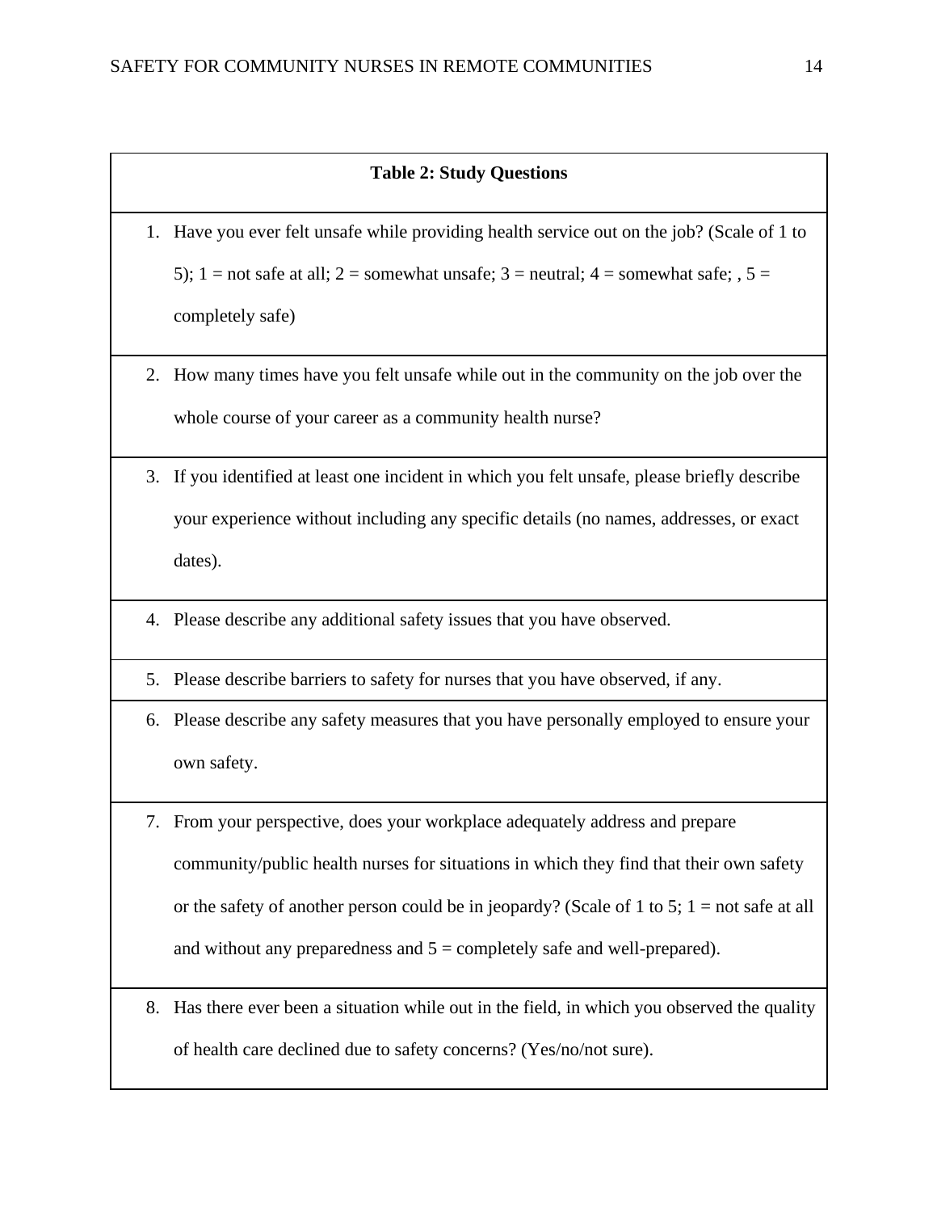| Table 2: Study Questions |
|---|
| 1. Have you ever felt unsafe while providing health service out on the job? (Scale of 1 to 5); 1 = not safe at all; 2 = somewhat unsafe; 3 = neutral; 4 = somewhat safe; , 5 = completely safe) |
| 2. How many times have you felt unsafe while out in the community on the job over the whole course of your career as a community health nurse? |
| 3. If you identified at least one incident in which you felt unsafe, please briefly describe your experience without including any specific details (no names, addresses, or exact dates). |
| 4. Please describe any additional safety issues that you have observed. |
| 5. Please describe barriers to safety for nurses that you have observed, if any. |
| 6. Please describe any safety measures that you have personally employed to ensure your own safety. |
| 7. From your perspective, does your workplace adequately address and prepare community/public health nurses for situations in which they find that their own safety or the safety of another person could be in jeopardy? (Scale of 1 to 5; 1 = not safe at all and without any preparedness and 5 = completely safe and well-prepared). |
| 8. Has there ever been a situation while out in the field, in which you observed the quality of health care declined due to safety concerns? (Yes/no/not sure). |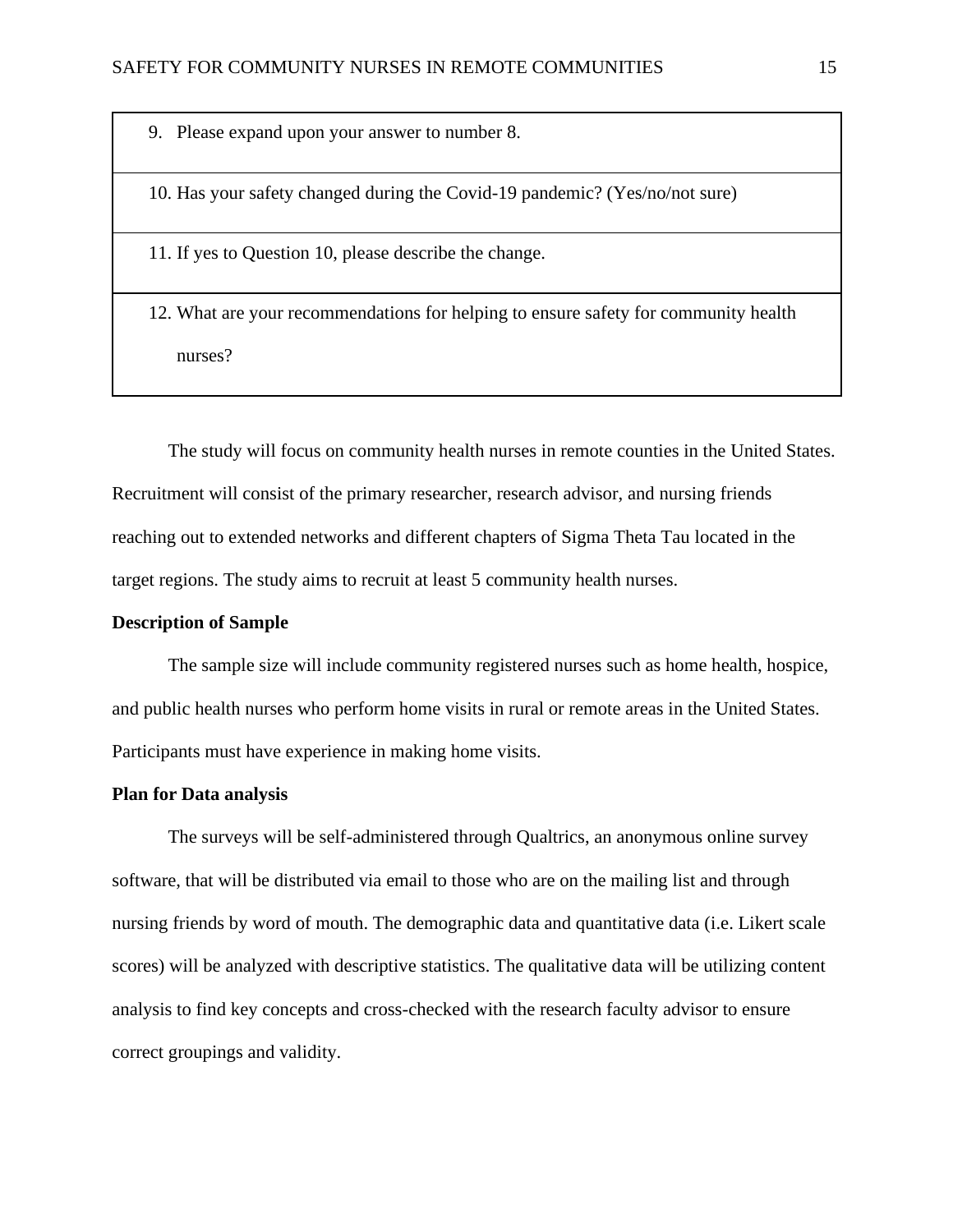| |
|---|
| 9. Please expand upon your answer to number 8. |
| 10. Has your safety changed during the Covid-19 pandemic? (Yes/no/not sure) |
| 11. If yes to Question 10, please describe the change. |
| 12. What are your recommendations for helping to ensure safety for community health nurses? |

The study will focus on community health nurses in remote counties in the United States. Recruitment will consist of the primary researcher, research advisor, and nursing friends reaching out to extended networks and different chapters of Sigma Theta Tau located in the target regions. The study aims to recruit at least 5 community health nurses.

**Description of Sample**

The sample size will include community registered nurses such as home health, hospice, and public health nurses who perform home visits in rural or remote areas in the United States. Participants must have experience in making home visits.

**Plan for Data analysis**

The surveys will be self-administered through Qualtrics, an anonymous online survey software, that will be distributed via email to those who are on the mailing list and through nursing friends by word of mouth. The demographic data and quantitative data (i.e. Likert scale scores) will be analyzed with descriptive statistics. The qualitative data will be utilizing content analysis to find key concepts and cross-checked with the research faculty advisor to ensure correct groupings and validity.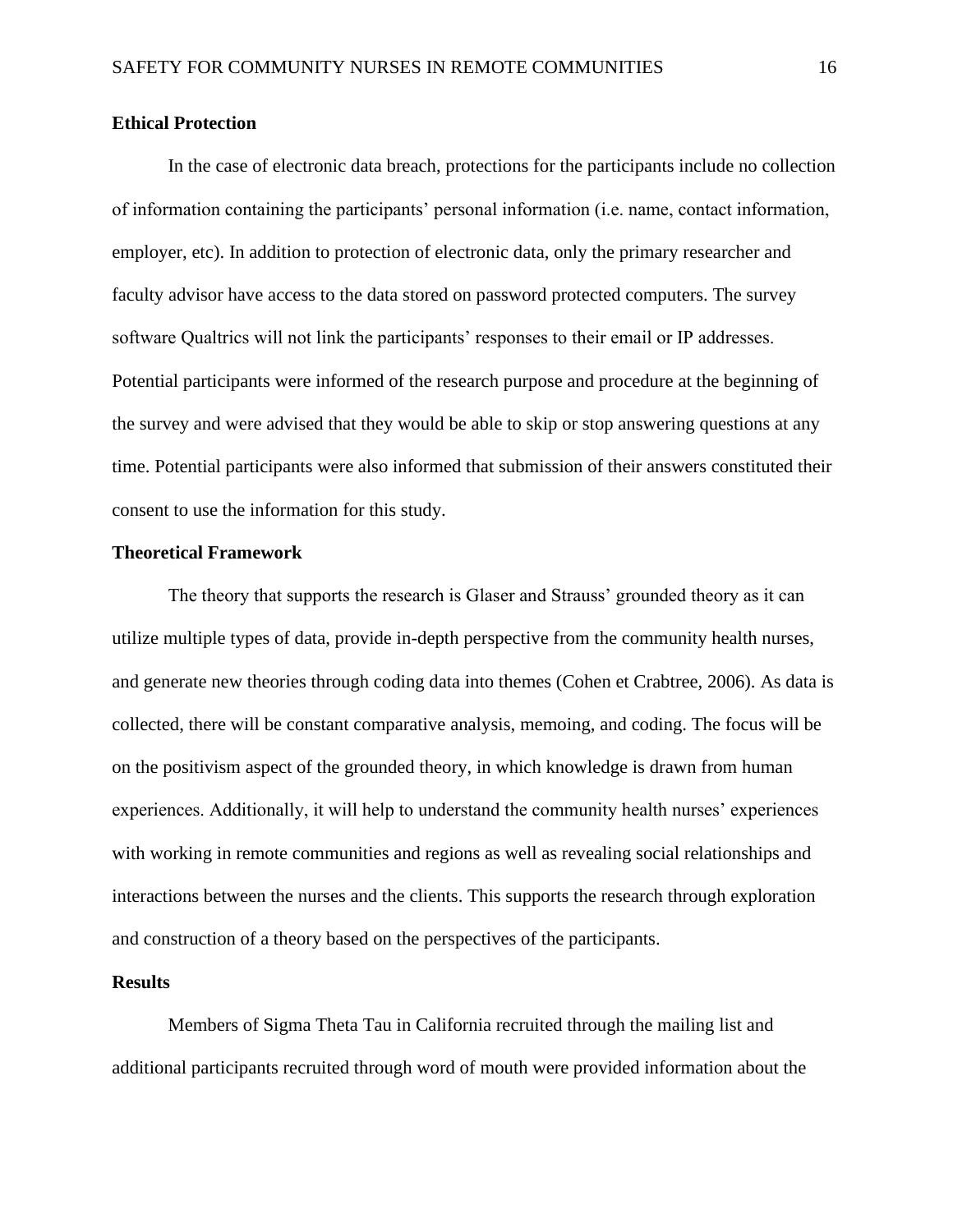## Ethical Protection

In the case of electronic data breach, protections for the participants include no collection of information containing the participants' personal information (i.e. name, contact information, employer, etc). In addition to protection of electronic data, only the primary researcher and faculty advisor have access to the data stored on password protected computers. The survey software Qualtrics will not link the participants' responses to their email or IP addresses. Potential participants were informed of the research purpose and procedure at the beginning of the survey and were advised that they would be able to skip or stop answering questions at any time. Potential participants were also informed that submission of their answers constituted their consent to use the information for this study.

## Theoretical Framework

The theory that supports the research is Glaser and Strauss' grounded theory as it can utilize multiple types of data, provide in-depth perspective from the community health nurses, and generate new theories through coding data into themes (Cohen et Crabtree, 2006). As data is collected, there will be constant comparative analysis, memoing, and coding. The focus will be on the positivism aspect of the grounded theory, in which knowledge is drawn from human experiences. Additionally, it will help to understand the community health nurses' experiences with working in remote communities and regions as well as revealing social relationships and interactions between the nurses and the clients. This supports the research through exploration and construction of a theory based on the perspectives of the participants.

## Results

Members of Sigma Theta Tau in California recruited through the mailing list and additional participants recruited through word of mouth were provided information about the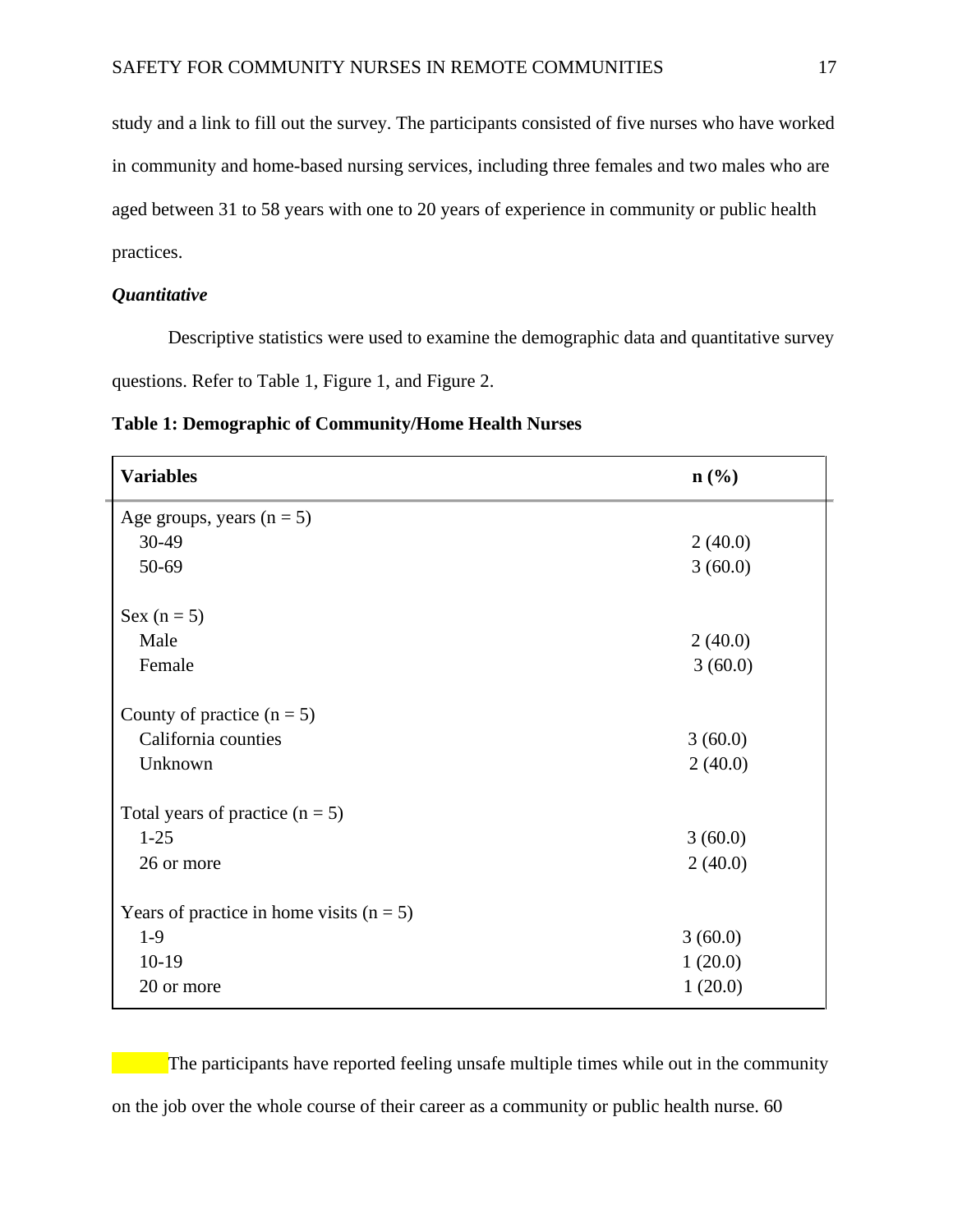study and a link to fill out the survey. The participants consisted of five nurses who have worked in community and home-based nursing services, including three females and two males who are aged between 31 to 58 years with one to 20 years of experience in community or public health practices.

### *Quantitative*

Descriptive statistics were used to examine the demographic data and quantitative survey questions. Refer to Table 1, Figure 1, and Figure 2.

**Table 1: Demographic of Community/Home Health Nurses**

| Variables | n (%) |
|---|---|
| Age groups, years (n = 5) | |
| 30-49 | 2 (40.0) |
| 50-69 | 3 (60.0) |
| | |
| Sex (n = 5) | |
| Male | 2 (40.0) |
| Female | 3 (60.0) |
| | |
| County of practice (n = 5) | |
| California counties | 3 (60.0) |
| Unknown | 2 (40.0) |
| | |
| Total years of practice (n = 5) | |
| 1-25 | 3 (60.0) |
| 26 or more | 2 (40.0) |
| | |
| Years of practice in home visits (n = 5) | |
| 1-9 | 3 (60.0) |
| 10-19 | 1 (20.0) |
| 20 or more | 1 (20.0) |

The participants have reported feeling unsafe multiple times while out in the community on the job over the whole course of their career as a community or public health nurse. 60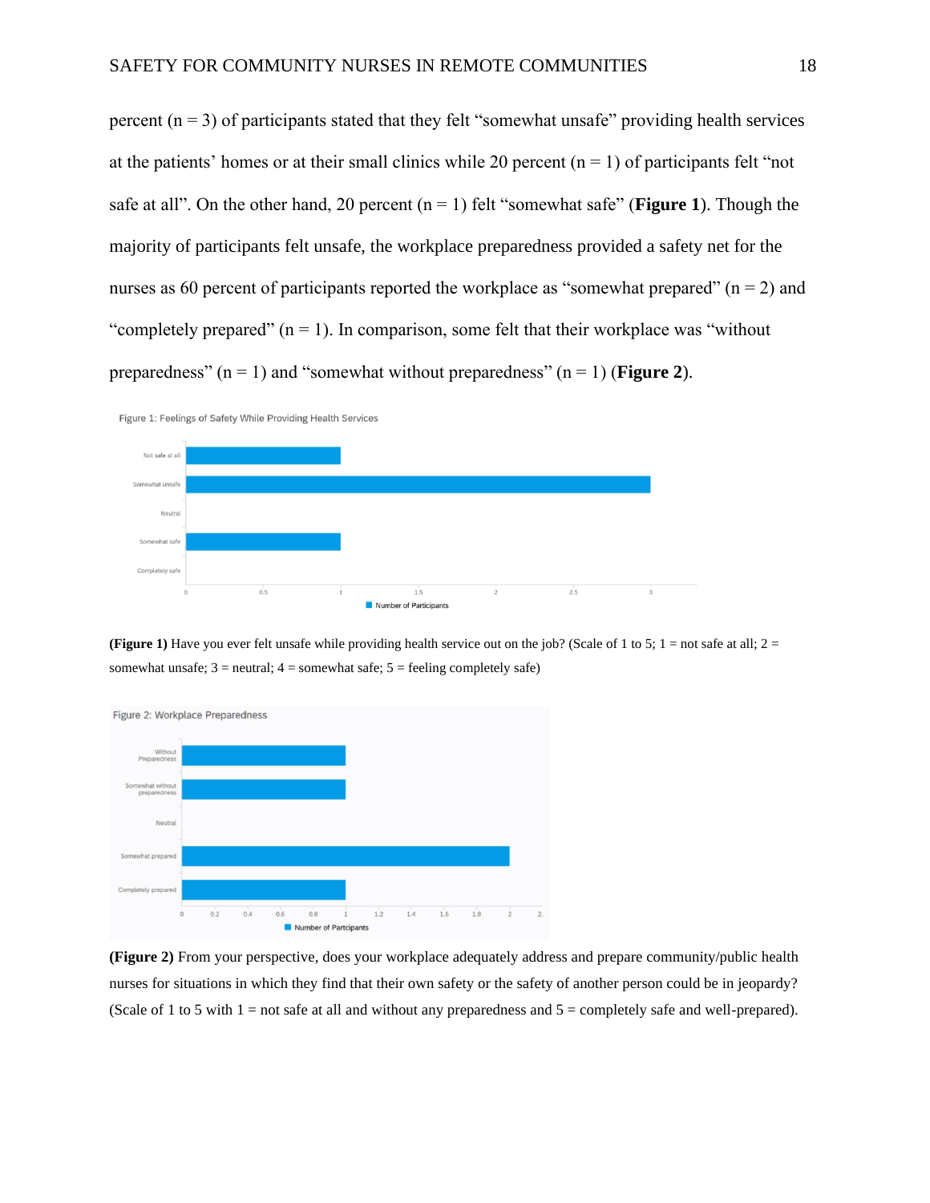percent (n = 3) of participants stated that they felt "somewhat unsafe" providing health services at the patients' homes or at their small clinics while 20 percent (n = 1) of participants felt "not safe at all". On the other hand, 20 percent (n = 1) felt "somewhat safe" (**Figure 1**). Though the majority of participants felt unsafe, the workplace preparedness provided a safety net for the nurses as 60 percent of participants reported the workplace as "somewhat prepared" (n = 2) and "completely prepared" (n = 1). In comparison, some felt that their workplace was "without preparedness" (n = 1) and "somewhat without preparedness" (n = 1) (**Figure 2**).

**(Figure 1)** Have you ever felt unsafe while providing health service out on the job? (Scale of 1 to 5; 1 = not safe at all; 2 = somewhat unsafe; 3 = neutral; 4 = somewhat safe; 5 = feeling completely safe)

**(Figure 2)** From your perspective, does your workplace adequately address and prepare community/public health nurses for situations in which they find that their own safety or the safety of another person could be in jeopardy? (Scale of 1 to 5 with 1 = not safe at all and without any preparedness and 5 = completely safe and well-prepared).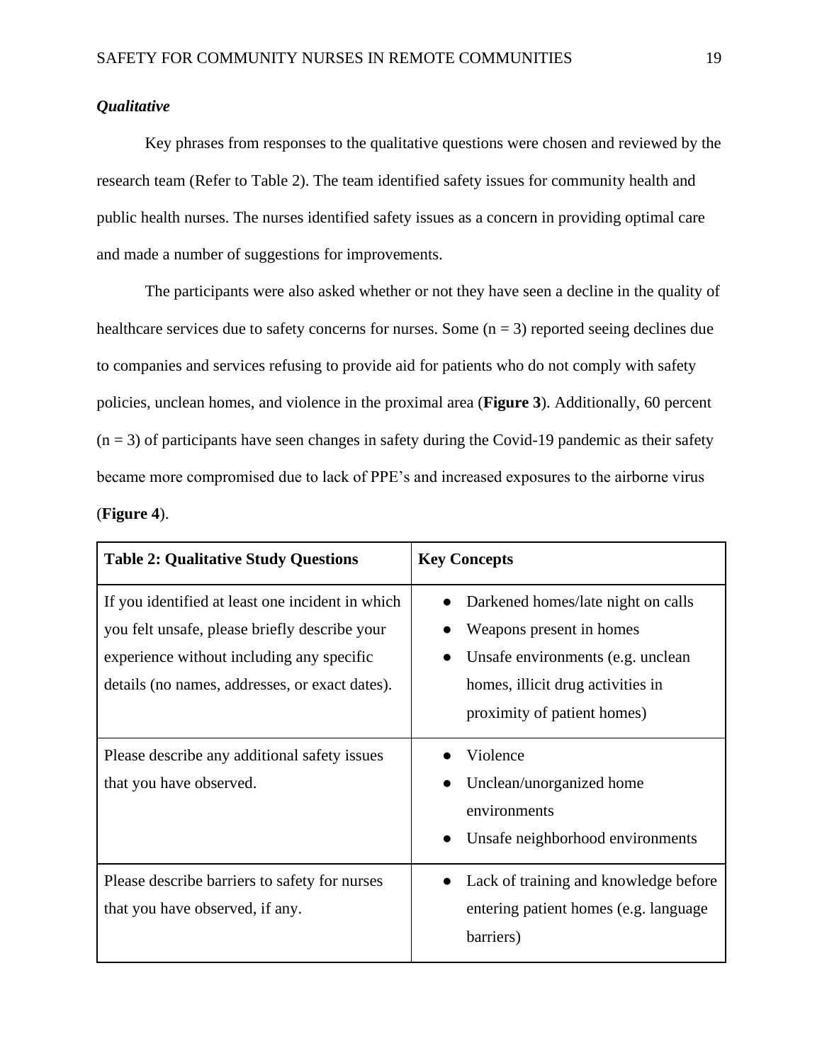### *Qualitative*

Key phrases from responses to the qualitative questions were chosen and reviewed by the research team (Refer to Table 2). The team identified safety issues for community health and public health nurses. The nurses identified safety issues as a concern in providing optimal care and made a number of suggestions for improvements.

The participants were also asked whether or not they have seen a decline in the quality of healthcare services due to safety concerns for nurses. Some ($n = 3$) reported seeing declines due to companies and services refusing to provide aid for patients who do not comply with safety policies, unclean homes, and violence in the proximal area (**Figure 3**). Additionally, 60 percent ($n = 3$) of participants have seen changes in safety during the Covid-19 pandemic as their safety became more compromised due to lack of PPE's and increased exposures to the airborne virus (**Figure 4**).

| **Table 2: Qualitative Study Questions** | **Key Concepts** |
| --- | --- |
| If you identified at least one incident in which you felt unsafe, please briefly describe your experience without including any specific details (no names, addresses, or exact dates). | • Darkened homes/late night on calls<br>• Weapons present in homes<br>• Unsafe environments (e.g. unclean homes, illicit drug activities in proximity of patient homes) |
| Please describe any additional safety issues that you have observed. | • Violence<br>• Unclean/unorganized home environments<br>• Unsafe neighborhood environments |
| Please describe barriers to safety for nurses that you have observed, if any. | • Lack of training and knowledge before entering patient homes (e.g. language barriers) |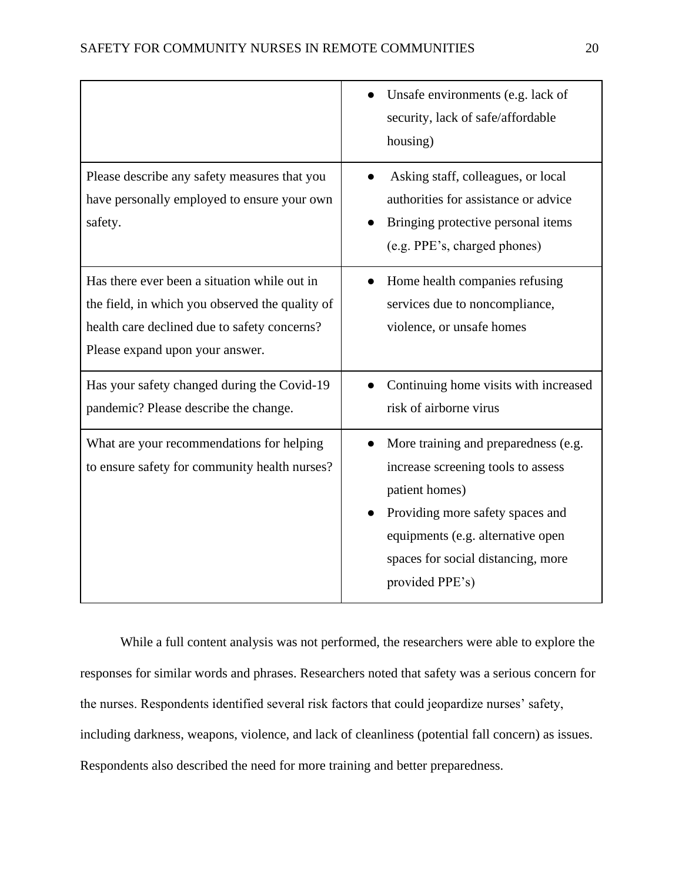| | |
|---|---|
| | ● Unsafe environments (e.g. lack of security, lack of safe/affordable housing) |
| Please describe any safety measures that you have personally employed to ensure your own safety. | ● Asking staff, colleagues, or local authorities for assistance or advice<br>● Bringing protective personal items (e.g. PPE's, charged phones) |
| Has there ever been a situation while out in the field, in which you observed the quality of health care declined due to safety concerns? Please expand upon your answer. | ● Home health companies refusing services due to noncompliance, violence, or unsafe homes |
| Has your safety changed during the Covid-19 pandemic? Please describe the change. | ● Continuing home visits with increased risk of airborne virus |
| What are your recommendations for helping to ensure safety for community health nurses? | ● More training and preparedness (e.g. increase screening tools to assess patient homes)<br>● Providing more safety spaces and equipments (e.g. alternative open spaces for social distancing, more provided PPE's) |

While a full content analysis was not performed, the researchers were able to explore the responses for similar words and phrases. Researchers noted that safety was a serious concern for the nurses. Respondents identified several risk factors that could jeopardize nurses' safety, including darkness, weapons, violence, and lack of cleanliness (potential fall concern) as issues. Respondents also described the need for more training and better preparedness.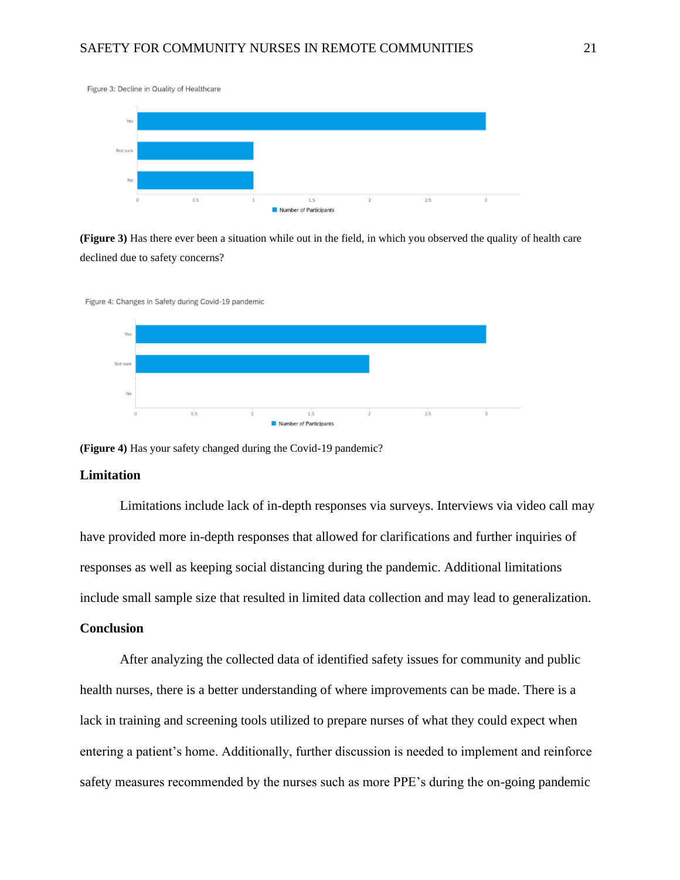Figure 3: Decline in Quality of Healthcare

| Response | Number of Participants |
| --- | --- |
| Yes | 3 |
| Not sure | 1 |
| No | 1 |

**(Figure 3)** Has there ever been a situation while out in the field, in which you observed the quality of health care declined due to safety concerns?

Figure 4: Changes in Safety during Covid-19 pandemic

| Response | Number of Participants |
| --- | --- |
| Yes | 3 |
| Not sure | 2 |
| No | 0 |

**(Figure 4)** Has your safety changed during the Covid-19 pandemic?

## Limitation

Limitations include lack of in-depth responses via surveys. Interviews via video call may have provided more in-depth responses that allowed for clarifications and further inquiries of responses as well as keeping social distancing during the pandemic. Additional limitations include small sample size that resulted in limited data collection and may lead to generalization.

## Conclusion

After analyzing the collected data of identified safety issues for community and public health nurses, there is a better understanding of where improvements can be made. There is a lack in training and screening tools utilized to prepare nurses of what they could expect when entering a patient's home. Additionally, further discussion is needed to implement and reinforce safety measures recommended by the nurses such as more PPE's during the on-going pandemic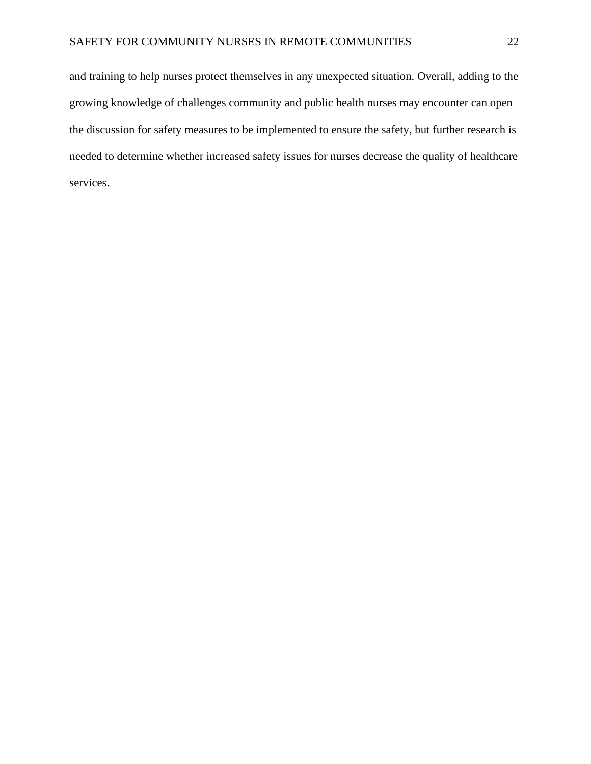and training to help nurses protect themselves in any unexpected situation. Overall, adding to the growing knowledge of challenges community and public health nurses may encounter can open the discussion for safety measures to be implemented to ensure the safety, but further research is needed to determine whether increased safety issues for nurses decrease the quality of healthcare services.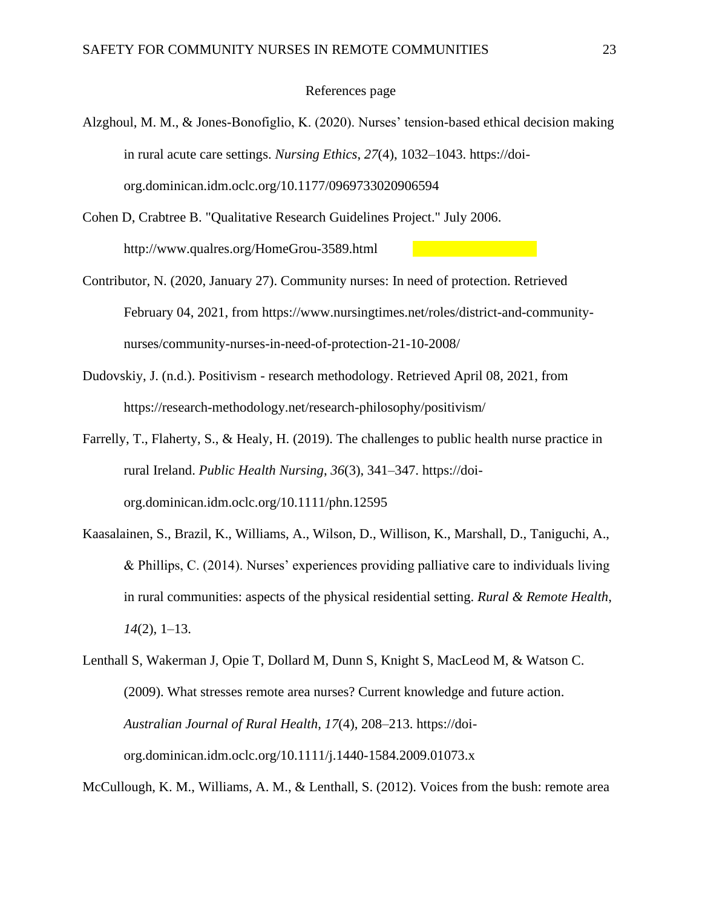References page

Alzghoul, M. M., & Jones-Bonofiglio, K. (2020). Nurses' tension-based ethical decision making in rural acute care settings. *Nursing Ethics*, *27*(4), 1032–1043. https://doi-org.dominican.idm.oclc.org/10.1177/0969733020906594

Cohen D, Crabtree B. "Qualitative Research Guidelines Project." July 2006. http://www.qualres.org/HomeGrou-3589.html

Contributor, N. (2020, January 27). Community nurses: In need of protection. Retrieved February 04, 2021, from https://www.nursingtimes.net/roles/district-and-community-nurses/community-nurses-in-need-of-protection-21-10-2008/

Dudovskiy, J. (n.d.). Positivism - research methodology. Retrieved April 08, 2021, from https://research-methodology.net/research-philosophy/positivism/

Farrelly, T., Flaherty, S., & Healy, H. (2019). The challenges to public health nurse practice in rural Ireland. *Public Health Nursing*, *36*(3), 341–347. https://doi-org.dominican.idm.oclc.org/10.1111/phn.12595

Kaasalainen, S., Brazil, K., Williams, A., Wilson, D., Willison, K., Marshall, D., Taniguchi, A., & Phillips, C. (2014). Nurses' experiences providing palliative care to individuals living in rural communities: aspects of the physical residential setting. *Rural & Remote Health*, *14*(2), 1–13.

Lenthall S, Wakerman J, Opie T, Dollard M, Dunn S, Knight S, MacLeod M, & Watson C. (2009). What stresses remote area nurses? Current knowledge and future action. *Australian Journal of Rural Health*, *17*(4), 208–213. https://doi-org.dominican.idm.oclc.org/10.1111/j.1440-1584.2009.01073.x

McCullough, K. M., Williams, A. M., & Lenthall, S. (2012). Voices from the bush: remote area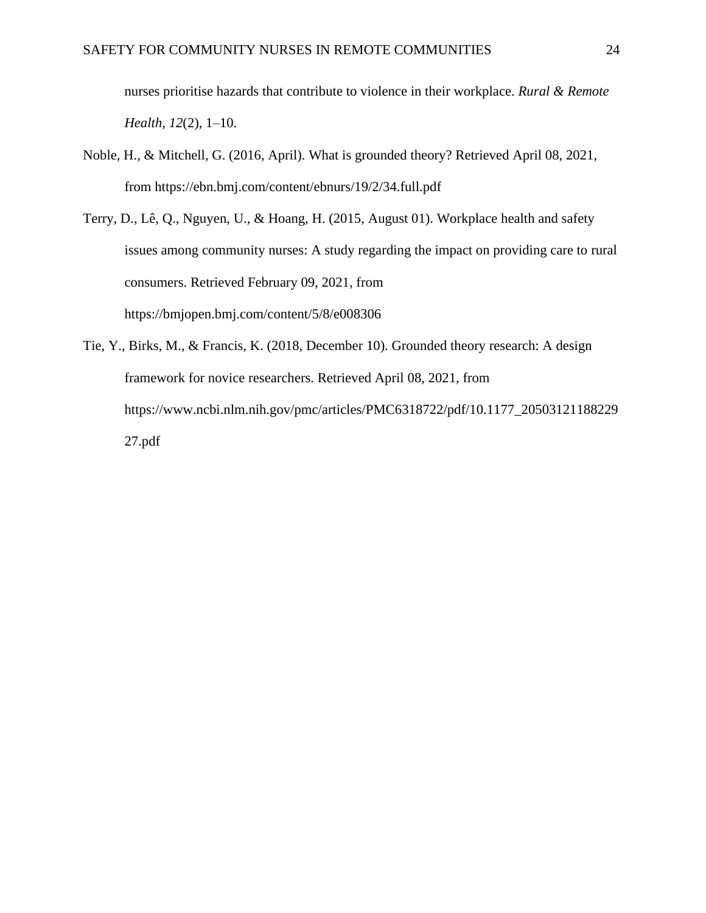nurses prioritise hazards that contribute to violence in their workplace. *Rural & Remote Health*, *12*(2), 1–10.

Noble, H., & Mitchell, G. (2016, April). What is grounded theory? Retrieved April 08, 2021, from https://ebn.bmj.com/content/ebnurs/19/2/34.full.pdf

Terry, D., Lê, Q., Nguyen, U., & Hoang, H. (2015, August 01). Workplace health and safety issues among community nurses: A study regarding the impact on providing care to rural consumers. Retrieved February 09, 2021, from https://bmjopen.bmj.com/content/5/8/e008306

Tie, Y., Birks, M., & Francis, K. (2018, December 10). Grounded theory research: A design framework for novice researchers. Retrieved April 08, 2021, from https://www.ncbi.nlm.nih.gov/pmc/articles/PMC6318722/pdf/10.1177_2050312118822927.pdf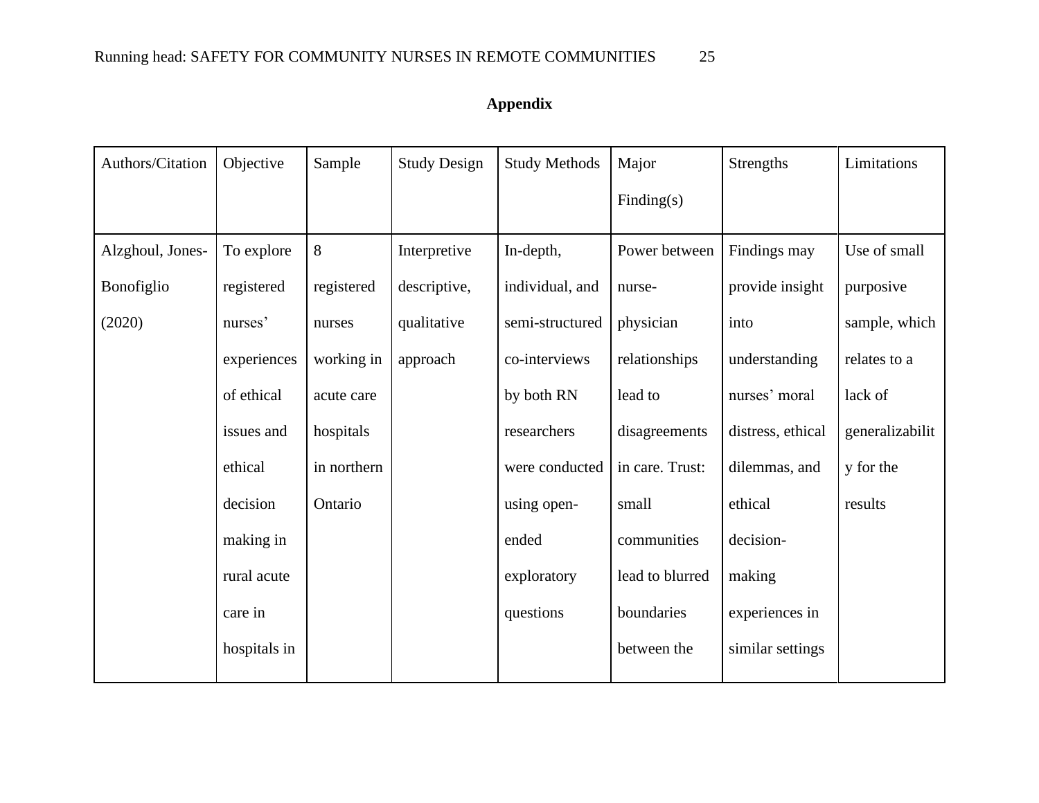**Appendix**

| Authors/Citation | Objective | Sample | Study Design | Study Methods | Major Finding(s) | Strengths | Limitations |
|---|---|---|---|---|---|---|---|
| Alzghoul, Jones-Bonofiglio (2020) | To explore registered nurses' experiences of ethical issues and ethical decision making in rural acute care in hospitals in | 8 registered nurses working in acute care hospitals in northern Ontario | Interpretive descriptive, qualitative approach | In-depth, individual, and semi-structured co-interviews by both RN researchers were conducted using open-ended exploratory questions | Power between nurse-physician relationships lead to disagreements in care. Trust: small communities lead to blurred boundaries between the | Findings may provide insight into understanding nurses' moral distress, ethical dilemmas, and ethical decision-making experiences in similar settings | Use of small purposive sample, which relates to a lack of generalizability for the results |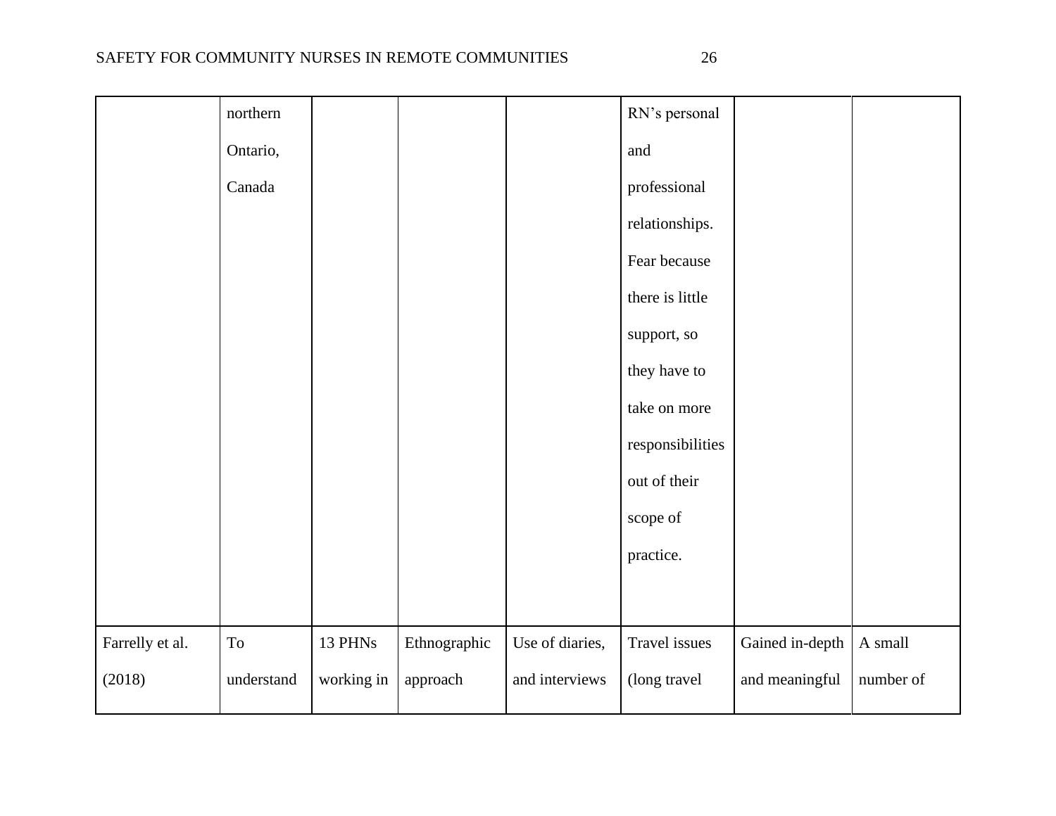| | | | | | | | |
|---|---|---|---|---|---|---|---|
| | northern Ontario, Canada | | | | RN's personal and professional relationships. Fear because there is little support, so they have to take on more responsibilities out of their scope of practice. | | |
| Farrelly et al. (2018) | To understand | 13 PHNs working in | Ethnographic approach | Use of diaries, and interviews | Travel issues (long travel | Gained in-depth and meaningful | A small number of |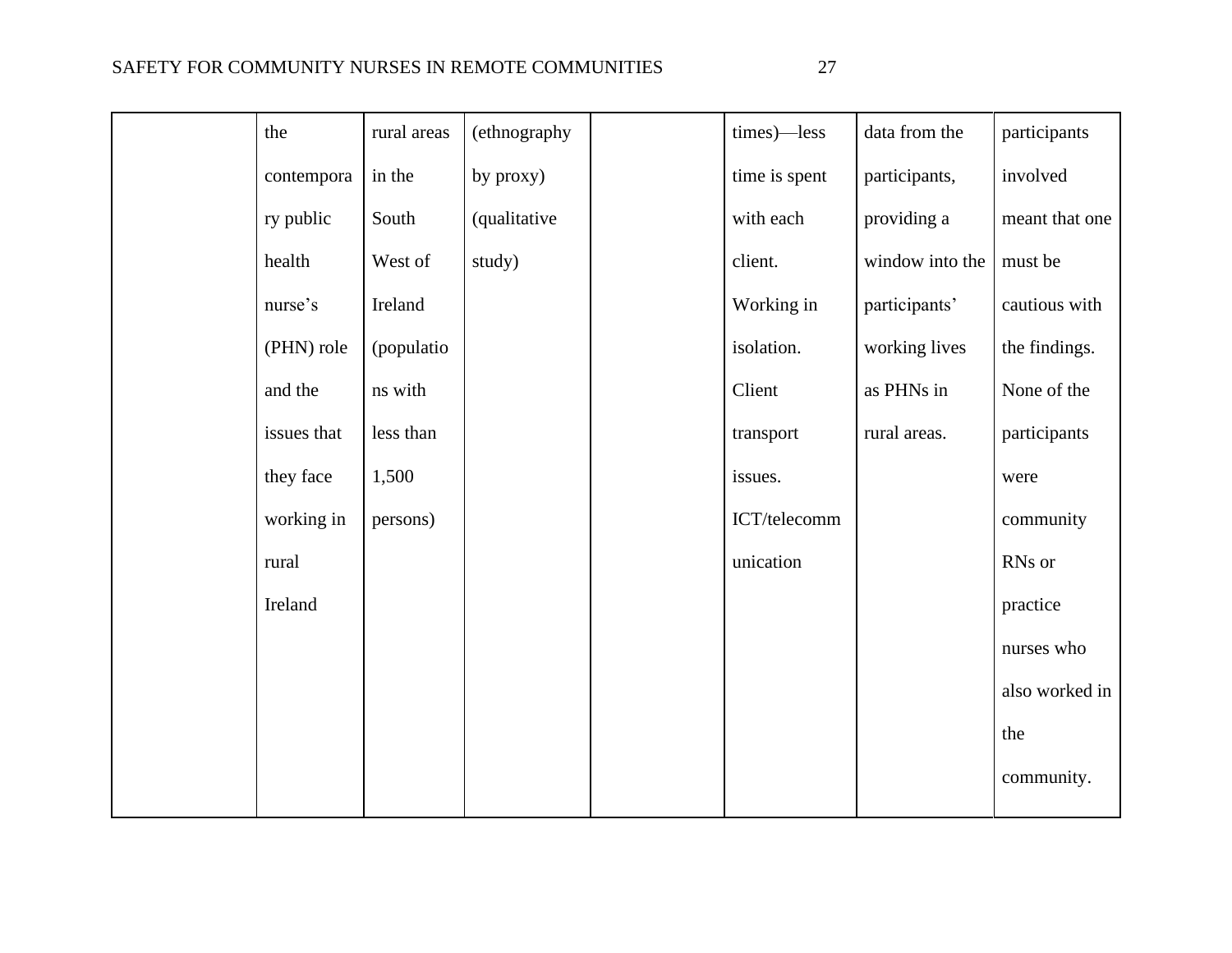| | | | | | | | |
|---|---|---|---|---|---|---|---|
| | the contemporary public health nurse's (PHN) role and the issues that they face working in rural Ireland | rural areas in the South West of Ireland (populations with less than 1,500 persons) | (ethnography by proxy) (qualitative study) | | times)—less time is spent with each client. Working in isolation. Client transport issues. ICT/telecommunication | data from the participants, providing a window into the participants' working lives as PHNs in rural areas. | participants involved meant that one must be cautious with the findings. None of the participants were community RNs or practice nurses who also worked in the community. |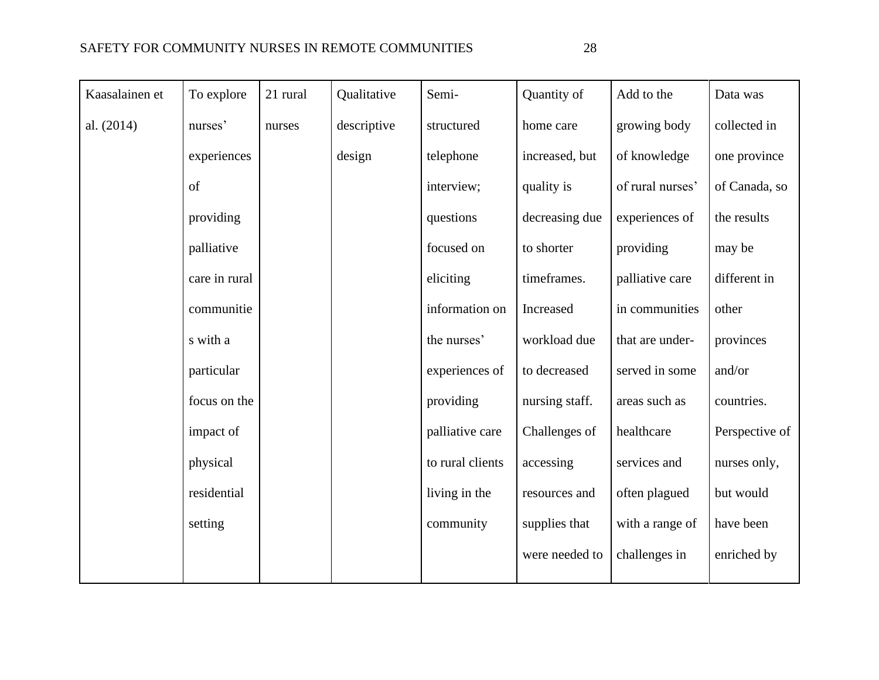| | | | | | | | |
|---|---|---|---|---|---|---|---|
| Kaasalainen et al. (2014) | To explore nurses' experiences of providing palliative care in rural communities with a particular focus on the impact of physical residential setting | 21 rural nurses | Qualitative descriptive design | Semi-structured telephone interview; questions focused on eliciting information on the nurses' experiences of providing palliative care to rural clients living in the community | Quantity of home care increased, but quality is decreasing due to shorter timeframes. Increased workload due to decreased nursing staff. Challenges of accessing resources and supplies that were needed to | Add to the growing body of knowledge of rural nurses' experiences of providing palliative care in communities that are under-served in some areas such as healthcare services and often plagued with a range of challenges in | Data was collected in one province of Canada, so the results may be different in other provinces and/or countries. Perspective of nurses only, but would have been enriched by |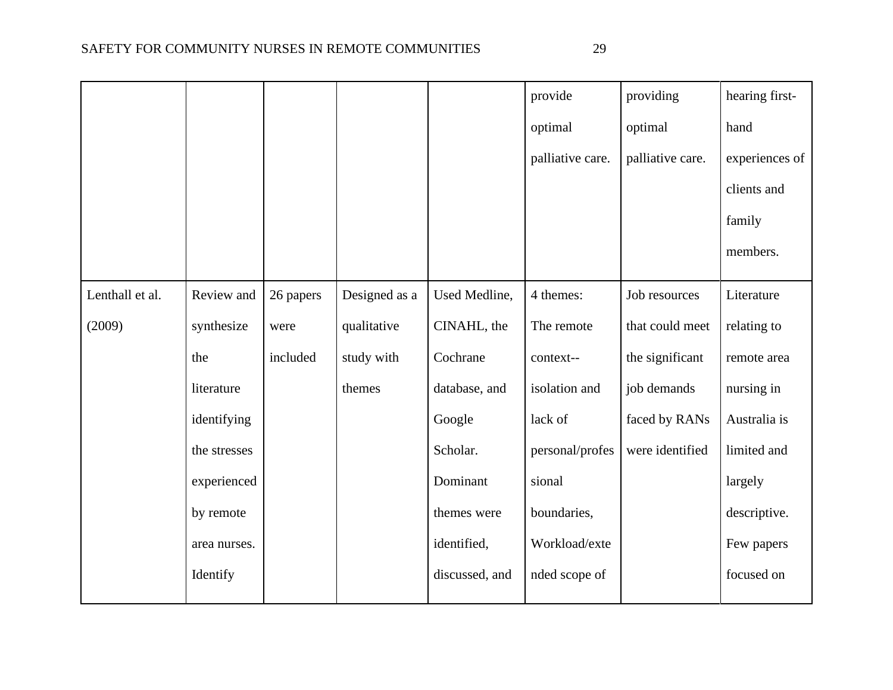| | | | | | | | |
|---|---|---|---|---|---|---|---|
| | | | | | provide optimal palliative care. | providing optimal palliative care. | hearing first-hand experiences of clients and family members. |
| Lenthall et al. (2009) | Review and synthesize the literature identifying the stresses experienced by remote area nurses. Identify | 26 papers were included | Designed as a qualitative study with themes | Used Medline, CINAHL, the Cochrane database, and Google Scholar. Dominant themes were identified, discussed, and | 4 themes: The remote context-- isolation and lack of personal/professional boundaries, Workload/extended scope of | Job resources that could meet the significant job demands faced by RANs were identified | Literature relating to remote area nursing in Australia is limited and largely descriptive. Few papers focused on |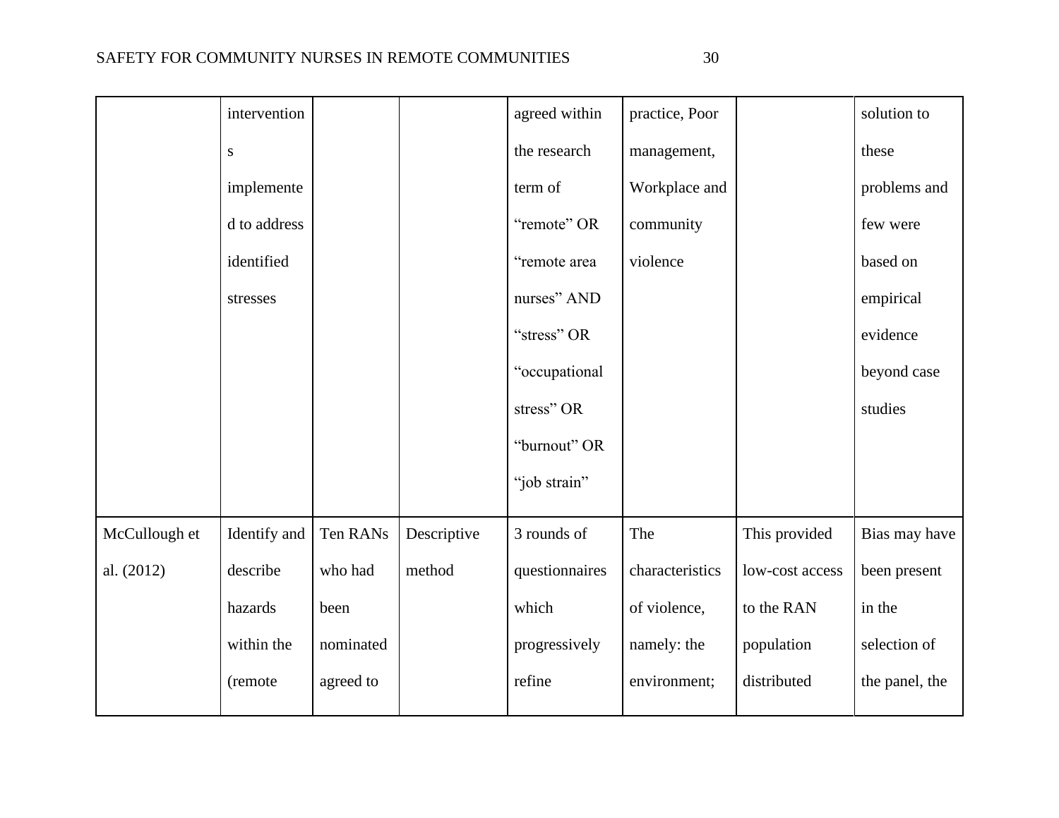| | interventions implemented to address identified stresses | | | agreed within the research term of "remote" OR "remote area nurses" AND "stress" OR "occupational stress" OR "burnout" OR "job strain" | practice, Poor management, Workplace and community violence | | solution to these problems and few were based on empirical evidence beyond case studies |
|---|---|---|---|---|---|---|---|
| McCullough et al. (2012) | Identify and describe hazards within the (remote | Ten RANs who had been nominated agreed to | Descriptive method | 3 rounds of questionnaires which progressively refine | The characteristics of violence, namely: the environment; | This provided low-cost access to the RAN population distributed | Bias may have been present in the selection of the panel, the |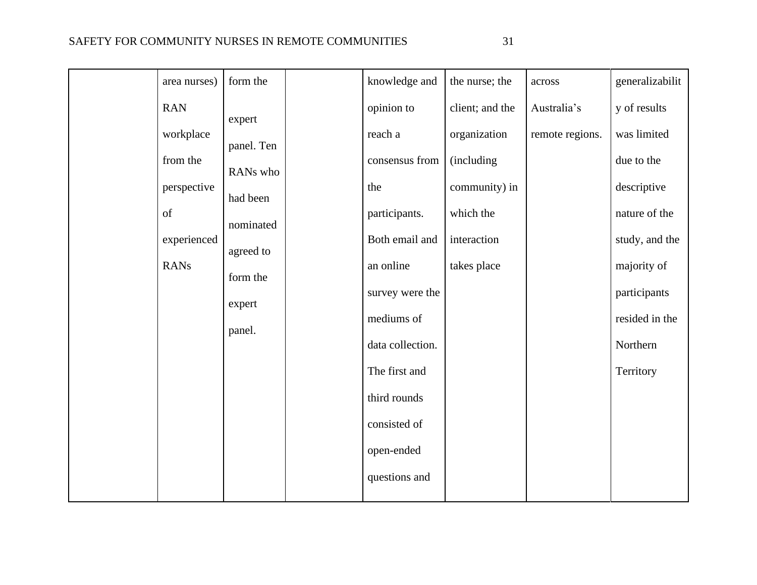| | | | | | | | |
|---|---|---|---|---|---|---|---|
| | area nurses) RAN workplace from the perspective of experienced RANs | form the expert panel. Ten RANs who had been nominated agreed to form the expert panel. | | knowledge and opinion to reach a consensus from the participants. Both email and an online survey were the mediums of data collection. The first and third rounds consisted of open-ended questions and | the nurse; the client; and the organization (including community) in which the interaction takes place | across Australia's remote regions. | generalizability of results was limited due to the descriptive nature of the study, and the majority of participants resided in the Northern Territory |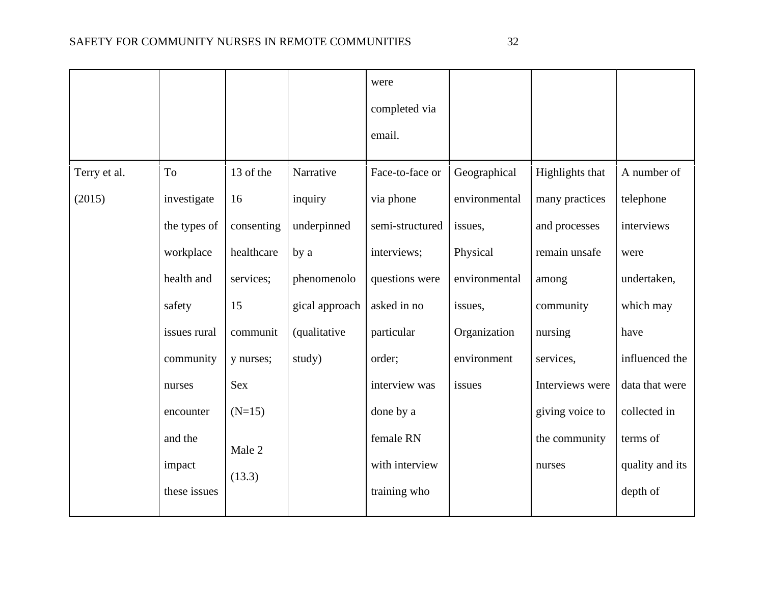| | | | | were completed via email. | | | |
|---|---|---|---|---|---|---|---|
| Terry et al. (2015) | To investigate the types of workplace health and safety issues rural community nurses encounter and the impact these issues | 13 of the 16 consenting healthcare services; 15 community nurses; Sex (N=15) Male 2 (13.3) | Narrative inquiry underpinned by a phenomenological approach (qualitative study) | Face-to-face or via phone semi-structured interviews; questions were asked in no particular order; interview was done by a female RN with interview training who | Geographical environmental issues, Physical environmental issues, Organization environment issues | Highlights that many practices and processes remain unsafe among community nursing services, Interviews were giving voice to the community nurses | A number of telephone interviews were undertaken, which may have influenced the data that were collected in terms of quality and its depth of |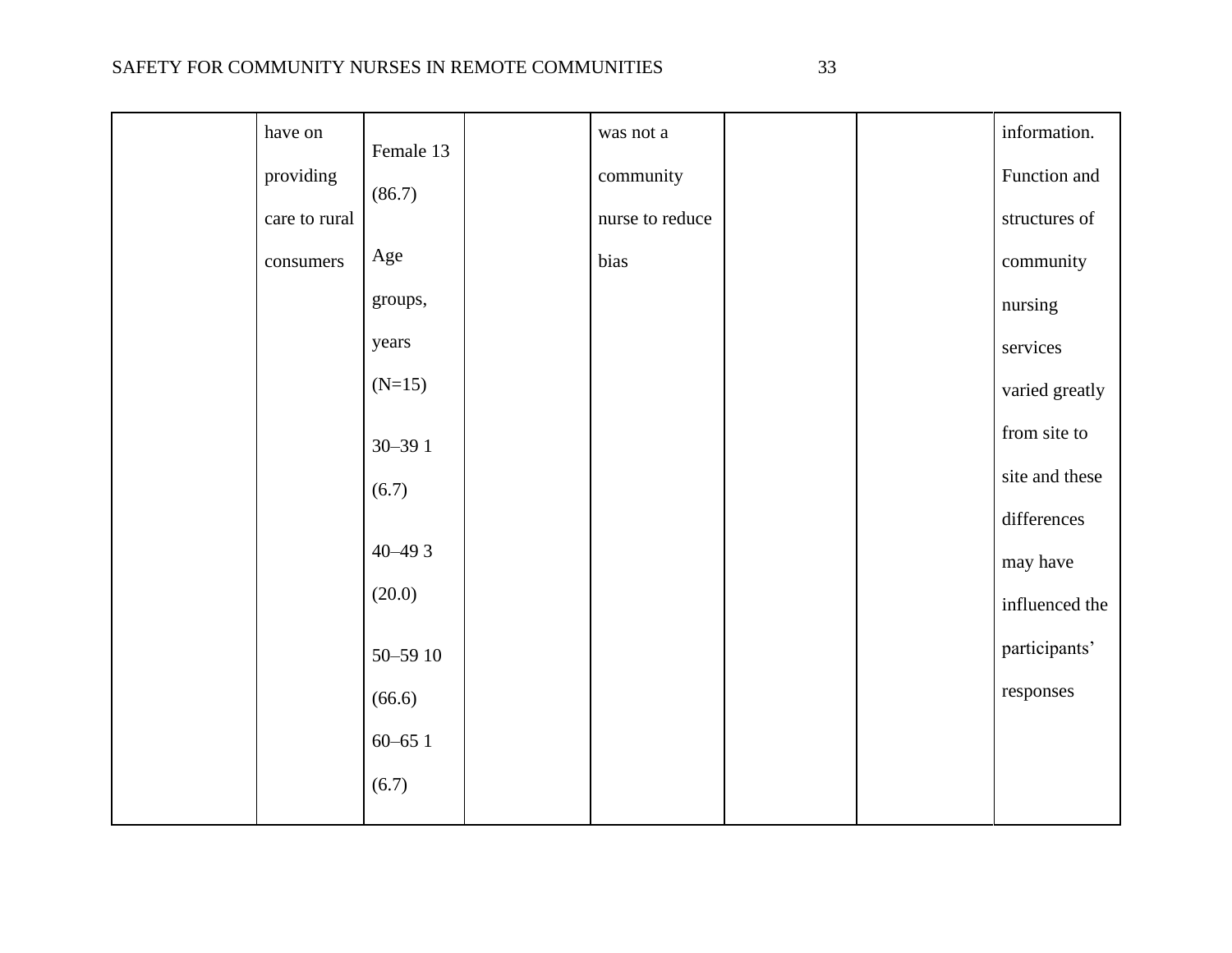| | | | | | | | |
|---|---|---|---|---|---|---|---|
| | have on providing care to rural consumers | Female 13 (86.7)<br><br>Age groups, years (N=15)<br><br>30–39 1 (6.7)<br><br>40–49 3 (20.0)<br><br>50–59 10 (66.6)<br>60–65 1 (6.7) | | was not a community nurse to reduce bias | | | information. Function and structures of community nursing services varied greatly from site to site and these differences may have influenced the participants' responses |